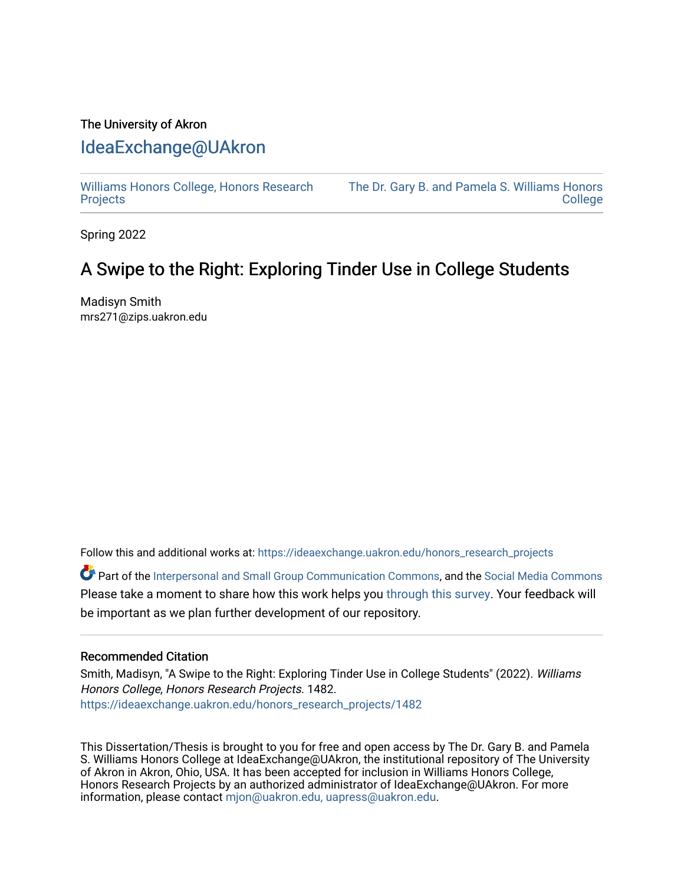The University of Akron

# IdeaExchange@UAkron

Williams Honors College, Honors Research Projects

The Dr. Gary B. and Pamela S. Williams Honors College

Spring 2022

## A Swipe to the Right: Exploring Tinder Use in College Students

Madisyn Smith
mrs271@zips.uakron.edu

Follow this and additional works at: https://ideaexchange.uakron.edu/honors_research_projects

Part of the Interpersonal and Small Group Communication Commons, and the Social Media Commons
Please take a moment to share how this work helps you through this survey. Your feedback will be important as we plan further development of our repository.

### Recommended Citation

Smith, Madisyn, "A Swipe to the Right: Exploring Tinder Use in College Students" (2022). *Williams Honors College, Honors Research Projects*. 1482.
https://ideaexchange.uakron.edu/honors_research_projects/1482

This Dissertation/Thesis is brought to you for free and open access by The Dr. Gary B. and Pamela S. Williams Honors College at IdeaExchange@UAkron, the institutional repository of The University of Akron in Akron, Ohio, USA. It has been accepted for inclusion in Williams Honors College, Honors Research Projects by an authorized administrator of IdeaExchange@UAkron. For more information, please contact mjon@uakron.edu, uapress@uakron.edu.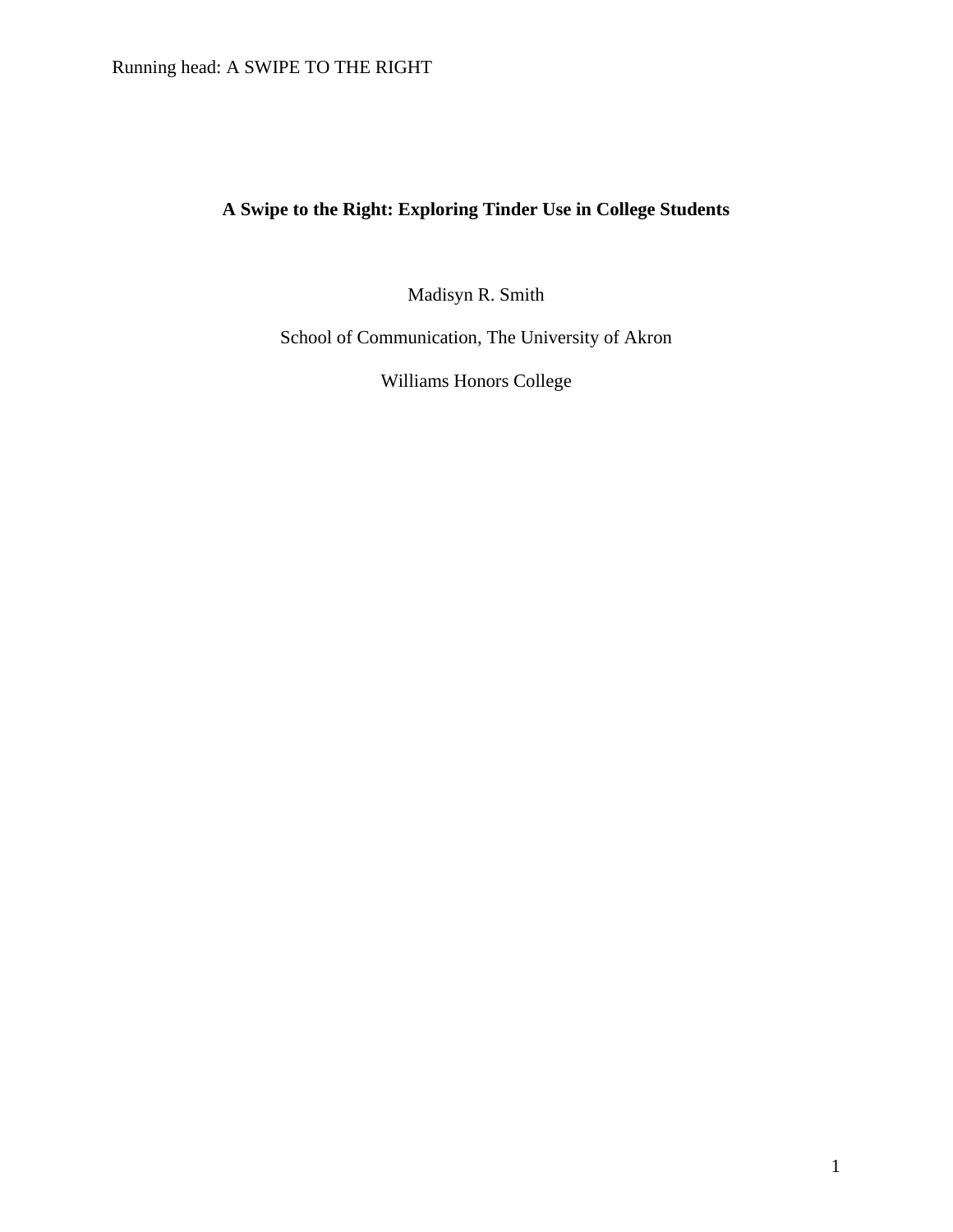# A Swipe to the Right: Exploring Tinder Use in College Students

Madisyn R. Smith

School of Communication, The University of Akron

Williams Honors College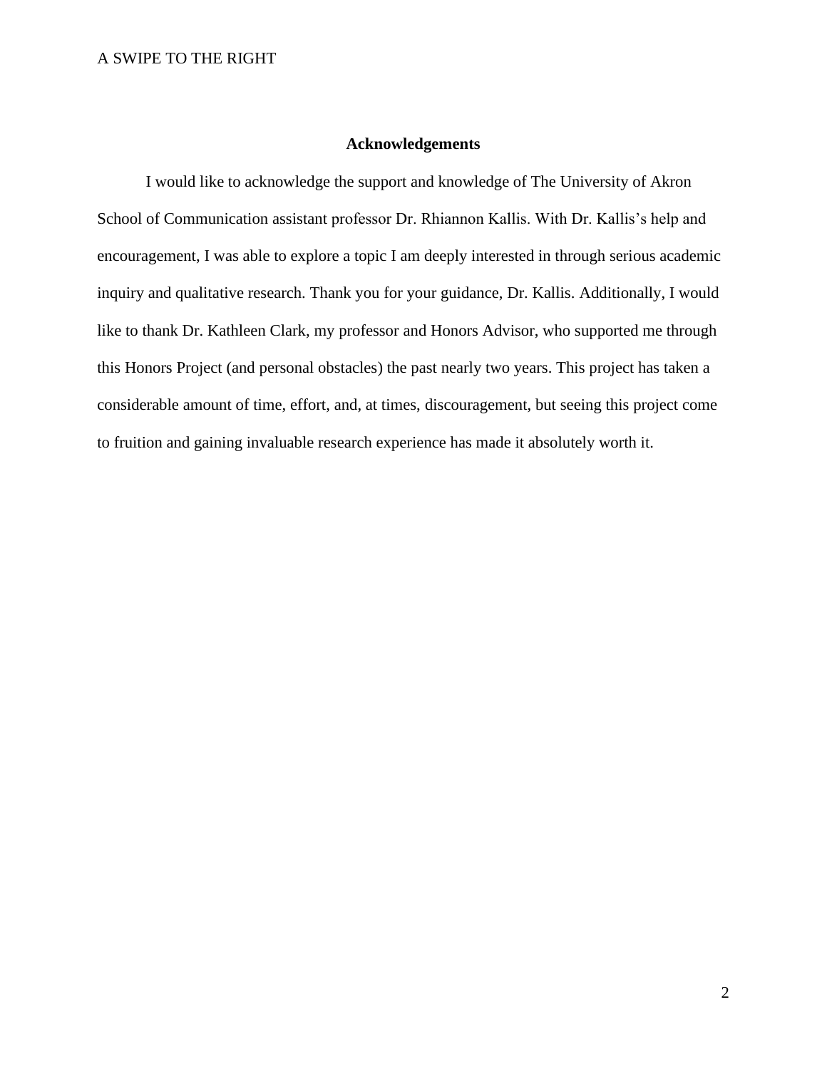## Acknowledgements

I would like to acknowledge the support and knowledge of The University of Akron School of Communication assistant professor Dr. Rhiannon Kallis. With Dr. Kallis's help and encouragement, I was able to explore a topic I am deeply interested in through serious academic inquiry and qualitative research. Thank you for your guidance, Dr. Kallis. Additionally, I would like to thank Dr. Kathleen Clark, my professor and Honors Advisor, who supported me through this Honors Project (and personal obstacles) the past nearly two years. This project has taken a considerable amount of time, effort, and, at times, discouragement, but seeing this project come to fruition and gaining invaluable research experience has made it absolutely worth it.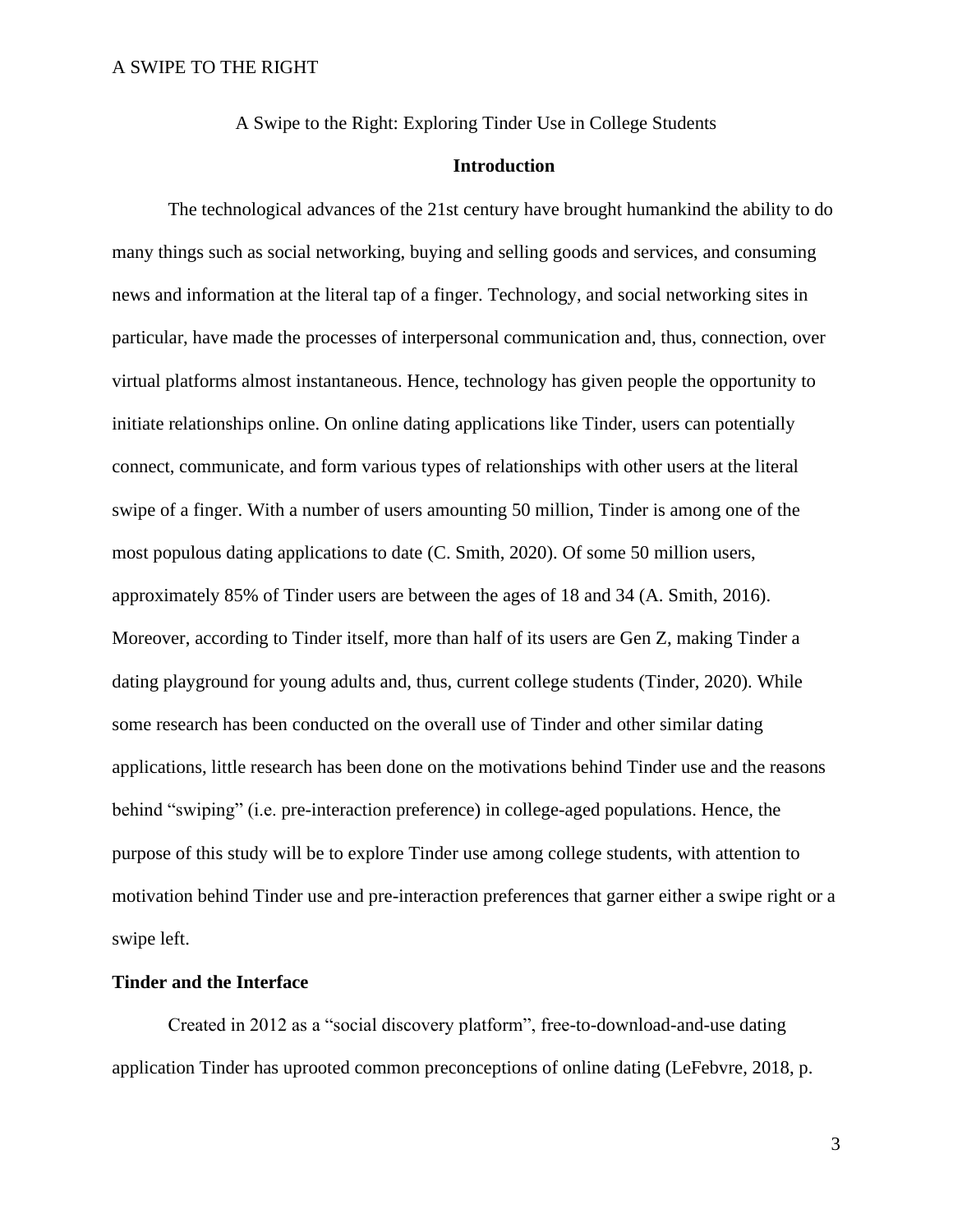A Swipe to the Right: Exploring Tinder Use in College Students

## Introduction

The technological advances of the 21st century have brought humankind the ability to do many things such as social networking, buying and selling goods and services, and consuming news and information at the literal tap of a finger. Technology, and social networking sites in particular, have made the processes of interpersonal communication and, thus, connection, over virtual platforms almost instantaneous. Hence, technology has given people the opportunity to initiate relationships online. On online dating applications like Tinder, users can potentially connect, communicate, and form various types of relationships with other users at the literal swipe of a finger. With a number of users amounting 50 million, Tinder is among one of the most populous dating applications to date (C. Smith, 2020). Of some 50 million users, approximately 85% of Tinder users are between the ages of 18 and 34 (A. Smith, 2016). Moreover, according to Tinder itself, more than half of its users are Gen Z, making Tinder a dating playground for young adults and, thus, current college students (Tinder, 2020). While some research has been conducted on the overall use of Tinder and other similar dating applications, little research has been done on the motivations behind Tinder use and the reasons behind "swiping" (i.e. pre-interaction preference) in college-aged populations. Hence, the purpose of this study will be to explore Tinder use among college students, with attention to motivation behind Tinder use and pre-interaction preferences that garner either a swipe right or a swipe left.

### Tinder and the Interface

Created in 2012 as a "social discovery platform", free-to-download-and-use dating application Tinder has uprooted common preconceptions of online dating (LeFebvre, 2018, p.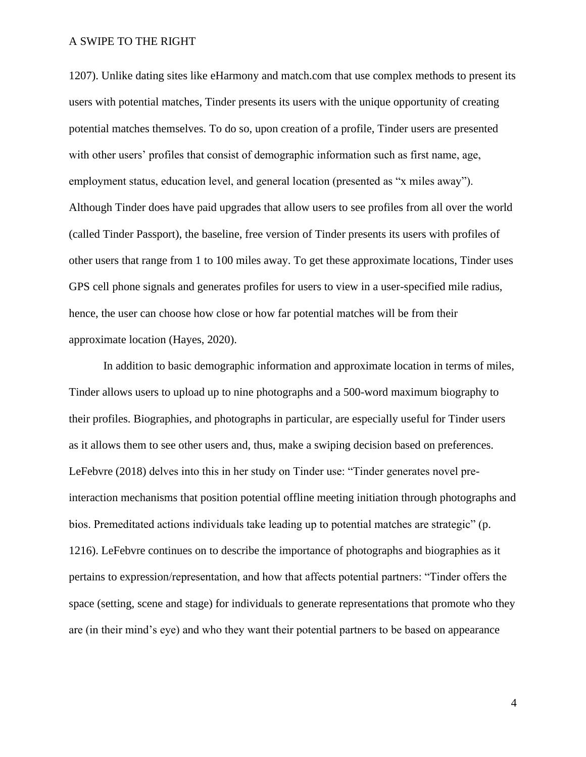1207). Unlike dating sites like eHarmony and match.com that use complex methods to present its users with potential matches, Tinder presents its users with the unique opportunity of creating potential matches themselves. To do so, upon creation of a profile, Tinder users are presented with other users' profiles that consist of demographic information such as first name, age, employment status, education level, and general location (presented as "x miles away"). Although Tinder does have paid upgrades that allow users to see profiles from all over the world (called Tinder Passport), the baseline, free version of Tinder presents its users with profiles of other users that range from 1 to 100 miles away. To get these approximate locations, Tinder uses GPS cell phone signals and generates profiles for users to view in a user-specified mile radius, hence, the user can choose how close or how far potential matches will be from their approximate location (Hayes, 2020).

In addition to basic demographic information and approximate location in terms of miles, Tinder allows users to upload up to nine photographs and a 500-word maximum biography to their profiles. Biographies, and photographs in particular, are especially useful for Tinder users as it allows them to see other users and, thus, make a swiping decision based on preferences. LeFebvre (2018) delves into this in her study on Tinder use: "Tinder generates novel pre-interaction mechanisms that position potential offline meeting initiation through photographs and bios. Premeditated actions individuals take leading up to potential matches are strategic" (p. 1216). LeFebvre continues on to describe the importance of photographs and biographies as it pertains to expression/representation, and how that affects potential partners: "Tinder offers the space (setting, scene and stage) for individuals to generate representations that promote who they are (in their mind's eye) and who they want their potential partners to be based on appearance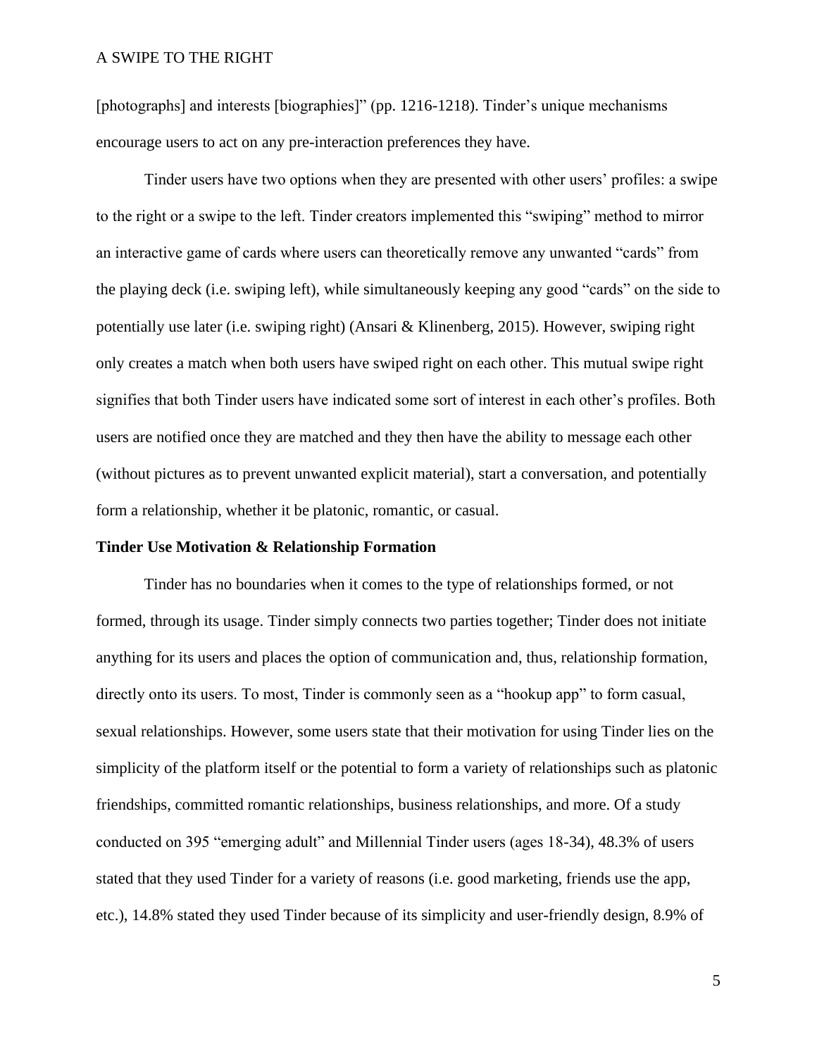[photographs] and interests [biographies]" (pp. 1216-1218). Tinder's unique mechanisms encourage users to act on any pre-interaction preferences they have.

Tinder users have two options when they are presented with other users' profiles: a swipe to the right or a swipe to the left. Tinder creators implemented this "swiping" method to mirror an interactive game of cards where users can theoretically remove any unwanted "cards" from the playing deck (i.e. swiping left), while simultaneously keeping any good "cards" on the side to potentially use later (i.e. swiping right) (Ansari & Klinenberg, 2015). However, swiping right only creates a match when both users have swiped right on each other. This mutual swipe right signifies that both Tinder users have indicated some sort of interest in each other's profiles. Both users are notified once they are matched and they then have the ability to message each other (without pictures as to prevent unwanted explicit material), start a conversation, and potentially form a relationship, whether it be platonic, romantic, or casual.

**Tinder Use Motivation & Relationship Formation**

Tinder has no boundaries when it comes to the type of relationships formed, or not formed, through its usage. Tinder simply connects two parties together; Tinder does not initiate anything for its users and places the option of communication and, thus, relationship formation, directly onto its users. To most, Tinder is commonly seen as a "hookup app" to form casual, sexual relationships. However, some users state that their motivation for using Tinder lies on the simplicity of the platform itself or the potential to form a variety of relationships such as platonic friendships, committed romantic relationships, business relationships, and more. Of a study conducted on 395 "emerging adult" and Millennial Tinder users (ages 18-34), 48.3% of users stated that they used Tinder for a variety of reasons (i.e. good marketing, friends use the app, etc.), 14.8% stated they used Tinder because of its simplicity and user-friendly design, 8.9% of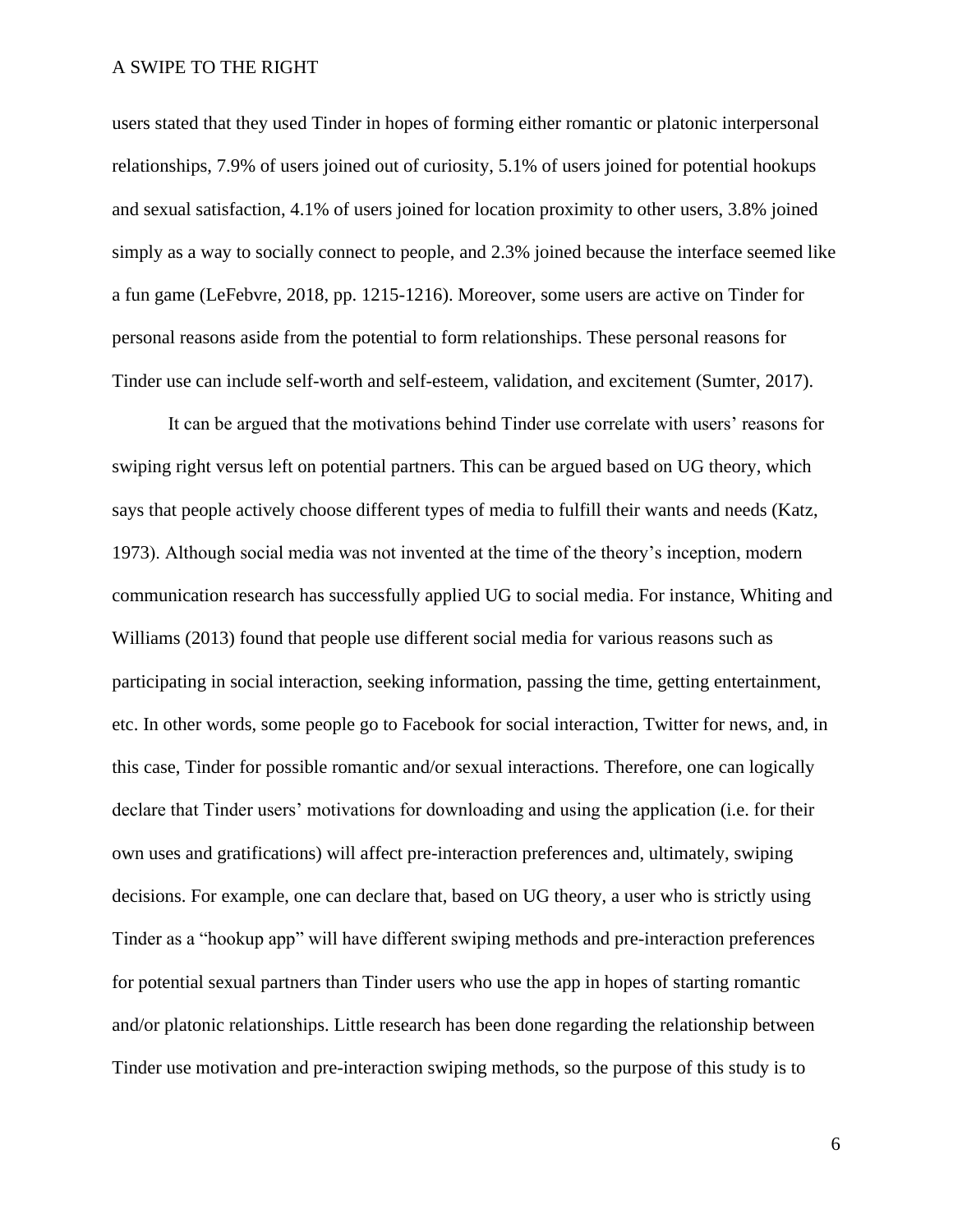users stated that they used Tinder in hopes of forming either romantic or platonic interpersonal relationships, 7.9% of users joined out of curiosity, 5.1% of users joined for potential hookups and sexual satisfaction, 4.1% of users joined for location proximity to other users, 3.8% joined simply as a way to socially connect to people, and 2.3% joined because the interface seemed like a fun game (LeFebvre, 2018, pp. 1215-1216). Moreover, some users are active on Tinder for personal reasons aside from the potential to form relationships. These personal reasons for Tinder use can include self-worth and self-esteem, validation, and excitement (Sumter, 2017).

It can be argued that the motivations behind Tinder use correlate with users' reasons for swiping right versus left on potential partners. This can be argued based on UG theory, which says that people actively choose different types of media to fulfill their wants and needs (Katz, 1973). Although social media was not invented at the time of the theory's inception, modern communication research has successfully applied UG to social media. For instance, Whiting and Williams (2013) found that people use different social media for various reasons such as participating in social interaction, seeking information, passing the time, getting entertainment, etc. In other words, some people go to Facebook for social interaction, Twitter for news, and, in this case, Tinder for possible romantic and/or sexual interactions. Therefore, one can logically declare that Tinder users' motivations for downloading and using the application (i.e. for their own uses and gratifications) will affect pre-interaction preferences and, ultimately, swiping decisions. For example, one can declare that, based on UG theory, a user who is strictly using Tinder as a "hookup app" will have different swiping methods and pre-interaction preferences for potential sexual partners than Tinder users who use the app in hopes of starting romantic and/or platonic relationships. Little research has been done regarding the relationship between Tinder use motivation and pre-interaction swiping methods, so the purpose of this study is to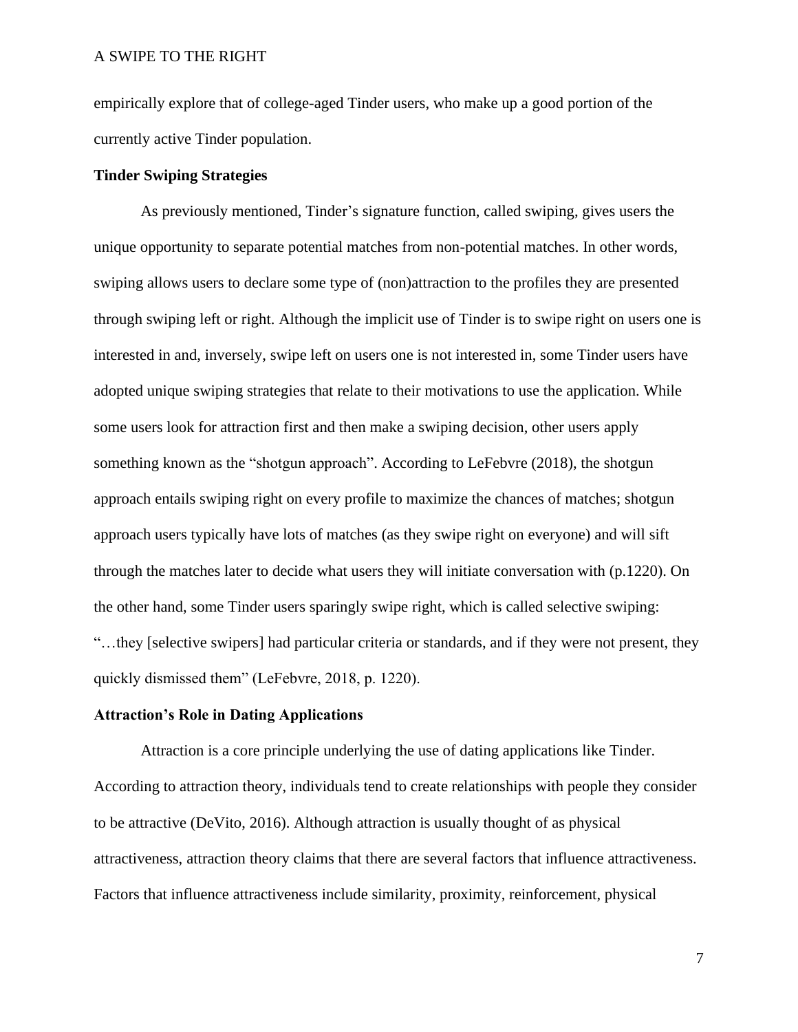empirically explore that of college-aged Tinder users, who make up a good portion of the currently active Tinder population.

## Tinder Swiping Strategies

As previously mentioned, Tinder's signature function, called swiping, gives users the unique opportunity to separate potential matches from non-potential matches. In other words, swiping allows users to declare some type of (non)attraction to the profiles they are presented through swiping left or right. Although the implicit use of Tinder is to swipe right on users one is interested in and, inversely, swipe left on users one is not interested in, some Tinder users have adopted unique swiping strategies that relate to their motivations to use the application. While some users look for attraction first and then make a swiping decision, other users apply something known as the "shotgun approach". According to LeFebvre (2018), the shotgun approach entails swiping right on every profile to maximize the chances of matches; shotgun approach users typically have lots of matches (as they swipe right on everyone) and will sift through the matches later to decide what users they will initiate conversation with (p.1220). On the other hand, some Tinder users sparingly swipe right, which is called selective swiping: "…they [selective swipers] had particular criteria or standards, and if they were not present, they quickly dismissed them" (LeFebvre, 2018, p. 1220).

## Attraction's Role in Dating Applications

Attraction is a core principle underlying the use of dating applications like Tinder. According to attraction theory, individuals tend to create relationships with people they consider to be attractive (DeVito, 2016). Although attraction is usually thought of as physical attractiveness, attraction theory claims that there are several factors that influence attractiveness. Factors that influence attractiveness include similarity, proximity, reinforcement, physical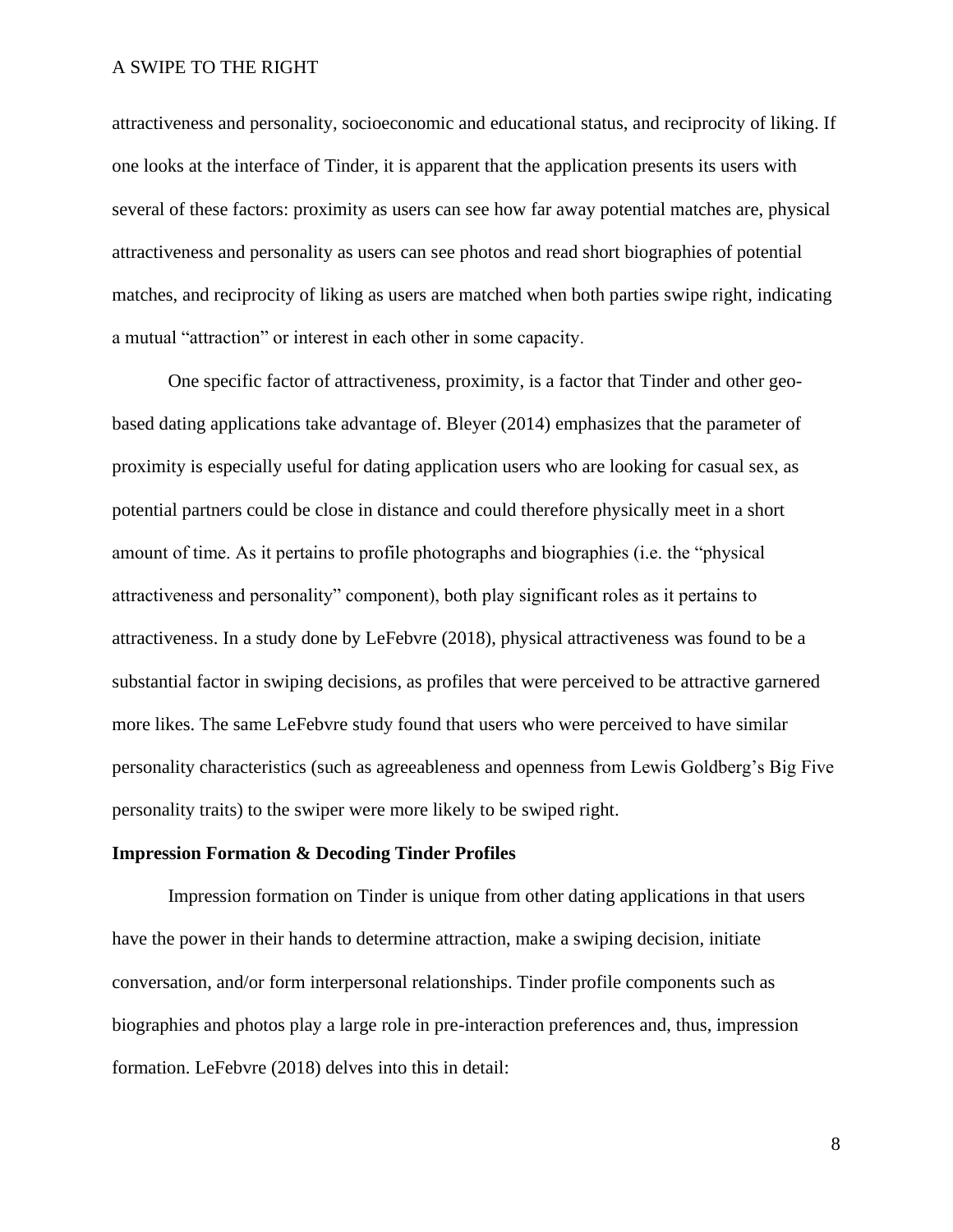attractiveness and personality, socioeconomic and educational status, and reciprocity of liking. If one looks at the interface of Tinder, it is apparent that the application presents its users with several of these factors: proximity as users can see how far away potential matches are, physical attractiveness and personality as users can see photos and read short biographies of potential matches, and reciprocity of liking as users are matched when both parties swipe right, indicating a mutual "attraction" or interest in each other in some capacity.

One specific factor of attractiveness, proximity, is a factor that Tinder and other geo-based dating applications take advantage of. Bleyer (2014) emphasizes that the parameter of proximity is especially useful for dating application users who are looking for casual sex, as potential partners could be close in distance and could therefore physically meet in a short amount of time. As it pertains to profile photographs and biographies (i.e. the "physical attractiveness and personality" component), both play significant roles as it pertains to attractiveness. In a study done by LeFebvre (2018), physical attractiveness was found to be a substantial factor in swiping decisions, as profiles that were perceived to be attractive garnered more likes. The same LeFebvre study found that users who were perceived to have similar personality characteristics (such as agreeableness and openness from Lewis Goldberg's Big Five personality traits) to the swiper were more likely to be swiped right.

**Impression Formation & Decoding Tinder Profiles**

Impression formation on Tinder is unique from other dating applications in that users have the power in their hands to determine attraction, make a swiping decision, initiate conversation, and/or form interpersonal relationships. Tinder profile components such as biographies and photos play a large role in pre-interaction preferences and, thus, impression formation. LeFebvre (2018) delves into this in detail: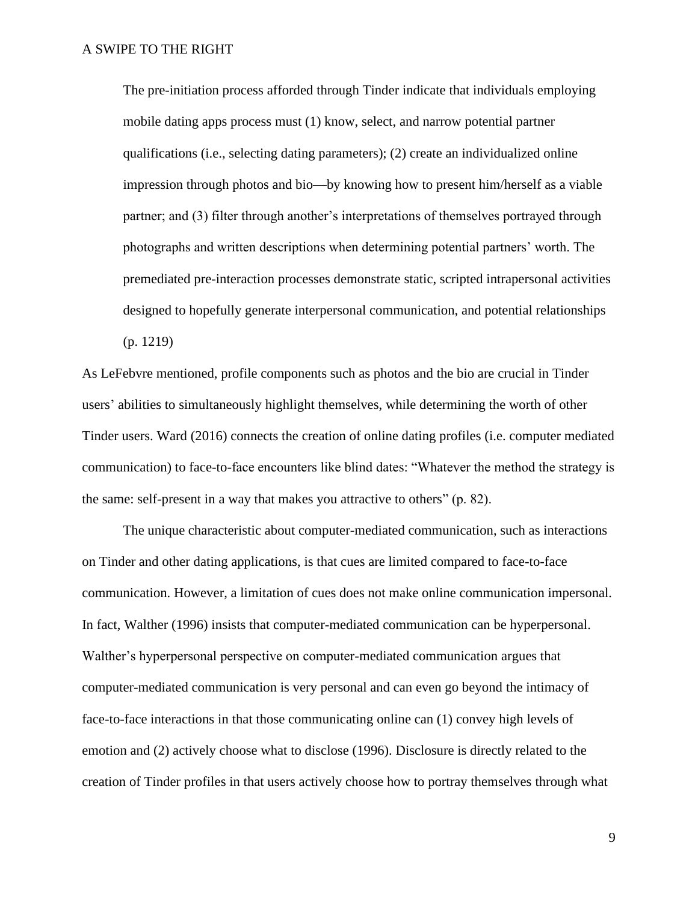> The pre-initiation process afforded through Tinder indicate that individuals employing mobile dating apps process must (1) know, select, and narrow potential partner qualifications (i.e., selecting dating parameters); (2) create an individualized online impression through photos and bio—by knowing how to present him/herself as a viable partner; and (3) filter through another's interpretations of themselves portrayed through photographs and written descriptions when determining potential partners' worth. The premediated pre-interaction processes demonstrate static, scripted intrapersonal activities designed to hopefully generate interpersonal communication, and potential relationships (p. 1219)

As LeFebvre mentioned, profile components such as photos and the bio are crucial in Tinder users' abilities to simultaneously highlight themselves, while determining the worth of other Tinder users. Ward (2016) connects the creation of online dating profiles (i.e. computer mediated communication) to face-to-face encounters like blind dates: "Whatever the method the strategy is the same: self-present in a way that makes you attractive to others" (p. 82).

The unique characteristic about computer-mediated communication, such as interactions on Tinder and other dating applications, is that cues are limited compared to face-to-face communication. However, a limitation of cues does not make online communication impersonal. In fact, Walther (1996) insists that computer-mediated communication can be hyperpersonal. Walther's hyperpersonal perspective on computer-mediated communication argues that computer-mediated communication is very personal and can even go beyond the intimacy of face-to-face interactions in that those communicating online can (1) convey high levels of emotion and (2) actively choose what to disclose (1996). Disclosure is directly related to the creation of Tinder profiles in that users actively choose how to portray themselves through what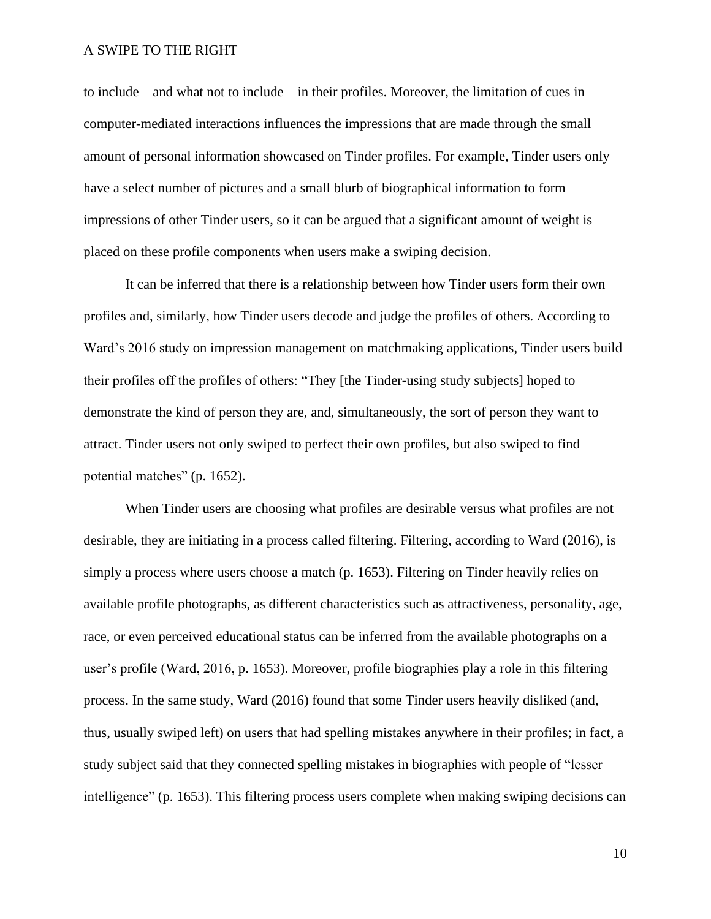to include—and what not to include—in their profiles. Moreover, the limitation of cues in computer-mediated interactions influences the impressions that are made through the small amount of personal information showcased on Tinder profiles. For example, Tinder users only have a select number of pictures and a small blurb of biographical information to form impressions of other Tinder users, so it can be argued that a significant amount of weight is placed on these profile components when users make a swiping decision.

It can be inferred that there is a relationship between how Tinder users form their own profiles and, similarly, how Tinder users decode and judge the profiles of others. According to Ward's 2016 study on impression management on matchmaking applications, Tinder users build their profiles off the profiles of others: "They [the Tinder-using study subjects] hoped to demonstrate the kind of person they are, and, simultaneously, the sort of person they want to attract. Tinder users not only swiped to perfect their own profiles, but also swiped to find potential matches" (p. 1652).

When Tinder users are choosing what profiles are desirable versus what profiles are not desirable, they are initiating in a process called filtering. Filtering, according to Ward (2016), is simply a process where users choose a match (p. 1653). Filtering on Tinder heavily relies on available profile photographs, as different characteristics such as attractiveness, personality, age, race, or even perceived educational status can be inferred from the available photographs on a user's profile (Ward, 2016, p. 1653). Moreover, profile biographies play a role in this filtering process. In the same study, Ward (2016) found that some Tinder users heavily disliked (and, thus, usually swiped left) on users that had spelling mistakes anywhere in their profiles; in fact, a study subject said that they connected spelling mistakes in biographies with people of "lesser intelligence" (p. 1653). This filtering process users complete when making swiping decisions can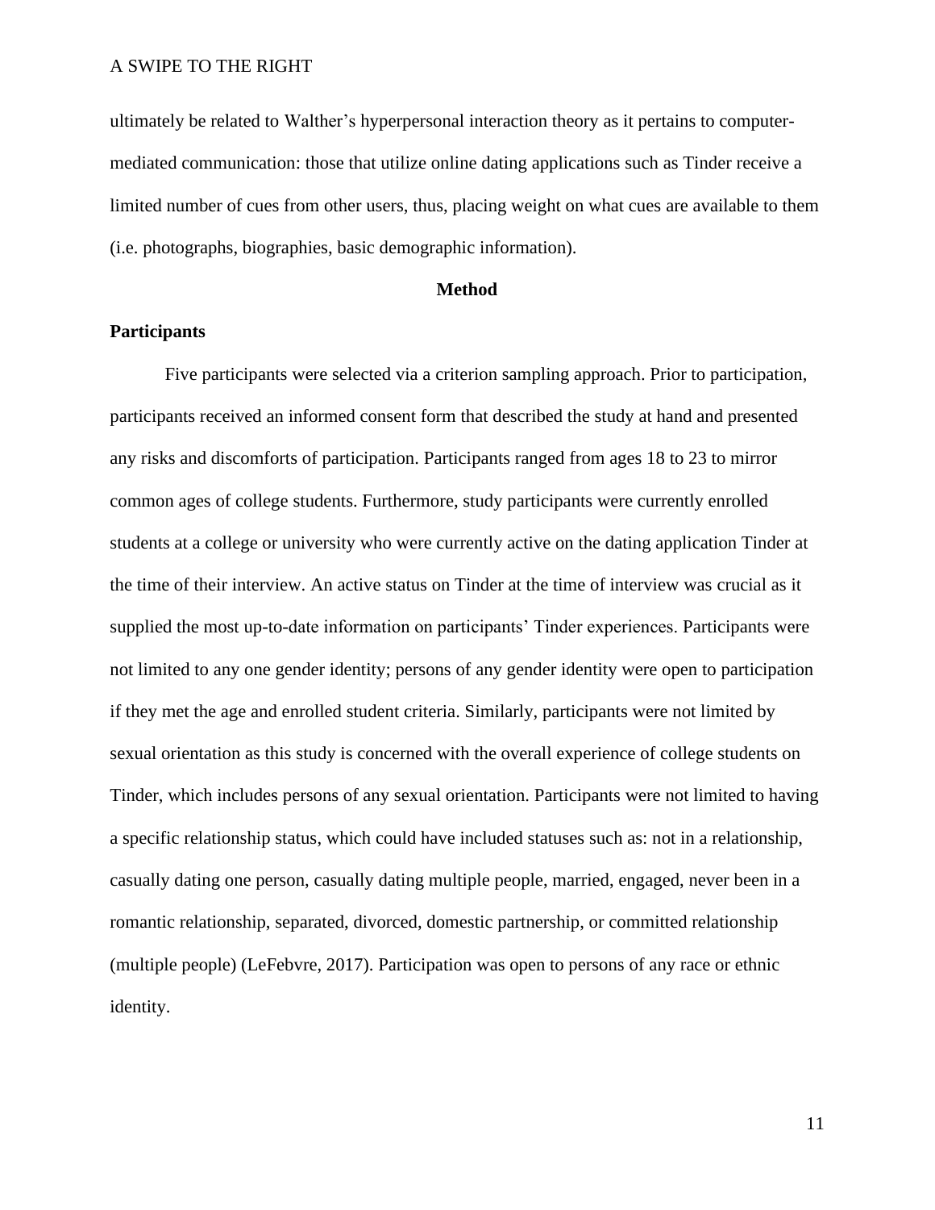ultimately be related to Walther's hyperpersonal interaction theory as it pertains to computer-mediated communication: those that utilize online dating applications such as Tinder receive a limited number of cues from other users, thus, placing weight on what cues are available to them (i.e. photographs, biographies, basic demographic information).

## Method

### Participants

Five participants were selected via a criterion sampling approach. Prior to participation, participants received an informed consent form that described the study at hand and presented any risks and discomforts of participation. Participants ranged from ages 18 to 23 to mirror common ages of college students. Furthermore, study participants were currently enrolled students at a college or university who were currently active on the dating application Tinder at the time of their interview. An active status on Tinder at the time of interview was crucial as it supplied the most up-to-date information on participants' Tinder experiences. Participants were not limited to any one gender identity; persons of any gender identity were open to participation if they met the age and enrolled student criteria. Similarly, participants were not limited by sexual orientation as this study is concerned with the overall experience of college students on Tinder, which includes persons of any sexual orientation. Participants were not limited to having a specific relationship status, which could have included statuses such as: not in a relationship, casually dating one person, casually dating multiple people, married, engaged, never been in a romantic relationship, separated, divorced, domestic partnership, or committed relationship (multiple people) (LeFebvre, 2017). Participation was open to persons of any race or ethnic identity.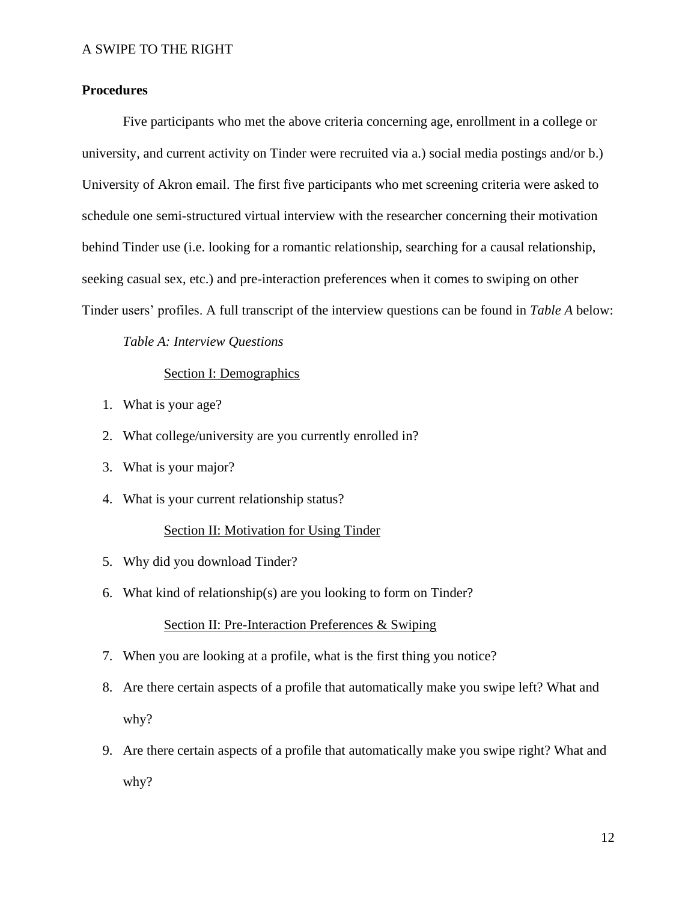### Procedures

Five participants who met the above criteria concerning age, enrollment in a college or university, and current activity on Tinder were recruited via a.) social media postings and/or b.) University of Akron email. The first five participants who met screening criteria were asked to schedule one semi-structured virtual interview with the researcher concerning their motivation behind Tinder use (i.e. looking for a romantic relationship, searching for a causal relationship, seeking casual sex, etc.) and pre-interaction preferences when it comes to swiping on other Tinder users' profiles. A full transcript of the interview questions can be found in *Table A* below:

*Table A: Interview Questions*

<u>Section I: Demographics</u>

1. What is your age?
2. What college/university are you currently enrolled in?
3. What is your major?
4. What is your current relationship status?

<u>Section II: Motivation for Using Tinder</u>

5. Why did you download Tinder?
6. What kind of relationship(s) are you looking to form on Tinder?

<u>Section II: Pre-Interaction Preferences & Swiping</u>

7. When you are looking at a profile, what is the first thing you notice?
8. Are there certain aspects of a profile that automatically make you swipe left? What and why?
9. Are there certain aspects of a profile that automatically make you swipe right? What and why?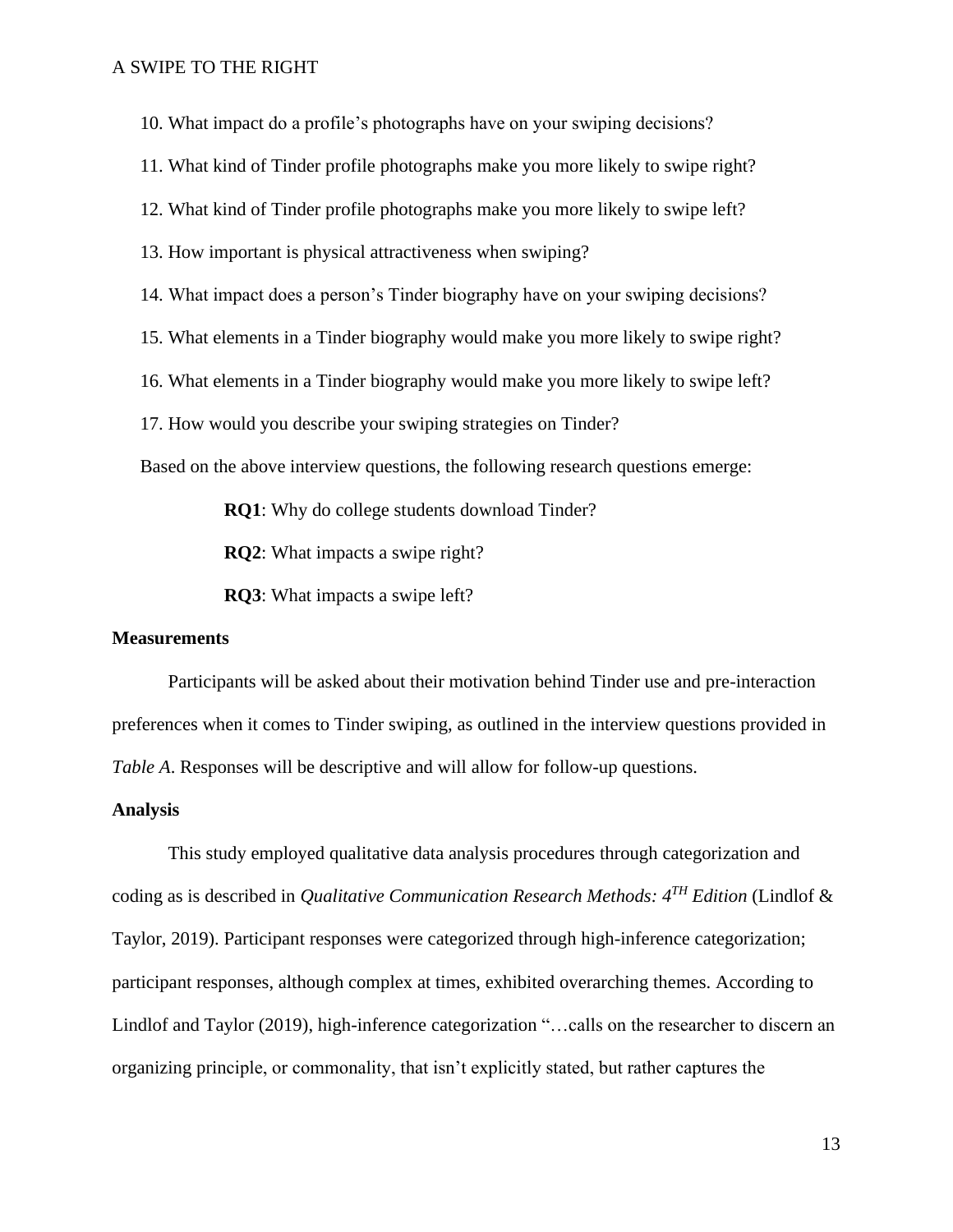10. What impact do a profile's photographs have on your swiping decisions?
11. What kind of Tinder profile photographs make you more likely to swipe right?
12. What kind of Tinder profile photographs make you more likely to swipe left?
13. How important is physical attractiveness when swiping?
14. What impact does a person's Tinder biography have on your swiping decisions?
15. What elements in a Tinder biography would make you more likely to swipe right?
16. What elements in a Tinder biography would make you more likely to swipe left?
17. How would you describe your swiping strategies on Tinder?

Based on the above interview questions, the following research questions emerge:

**RQ1**: Why do college students download Tinder?

**RQ2**: What impacts a swipe right?

**RQ3**: What impacts a swipe left?

### Measurements

Participants will be asked about their motivation behind Tinder use and pre-interaction preferences when it comes to Tinder swiping, as outlined in the interview questions provided in *Table A*. Responses will be descriptive and will allow for follow-up questions.

### Analysis

This study employed qualitative data analysis procedures through categorization and coding as is described in *Qualitative Communication Research Methods: 4TH Edition* (Lindlof & Taylor, 2019). Participant responses were categorized through high-inference categorization; participant responses, although complex at times, exhibited overarching themes. According to Lindlof and Taylor (2019), high-inference categorization "…calls on the researcher to discern an organizing principle, or commonality, that isn't explicitly stated, but rather captures the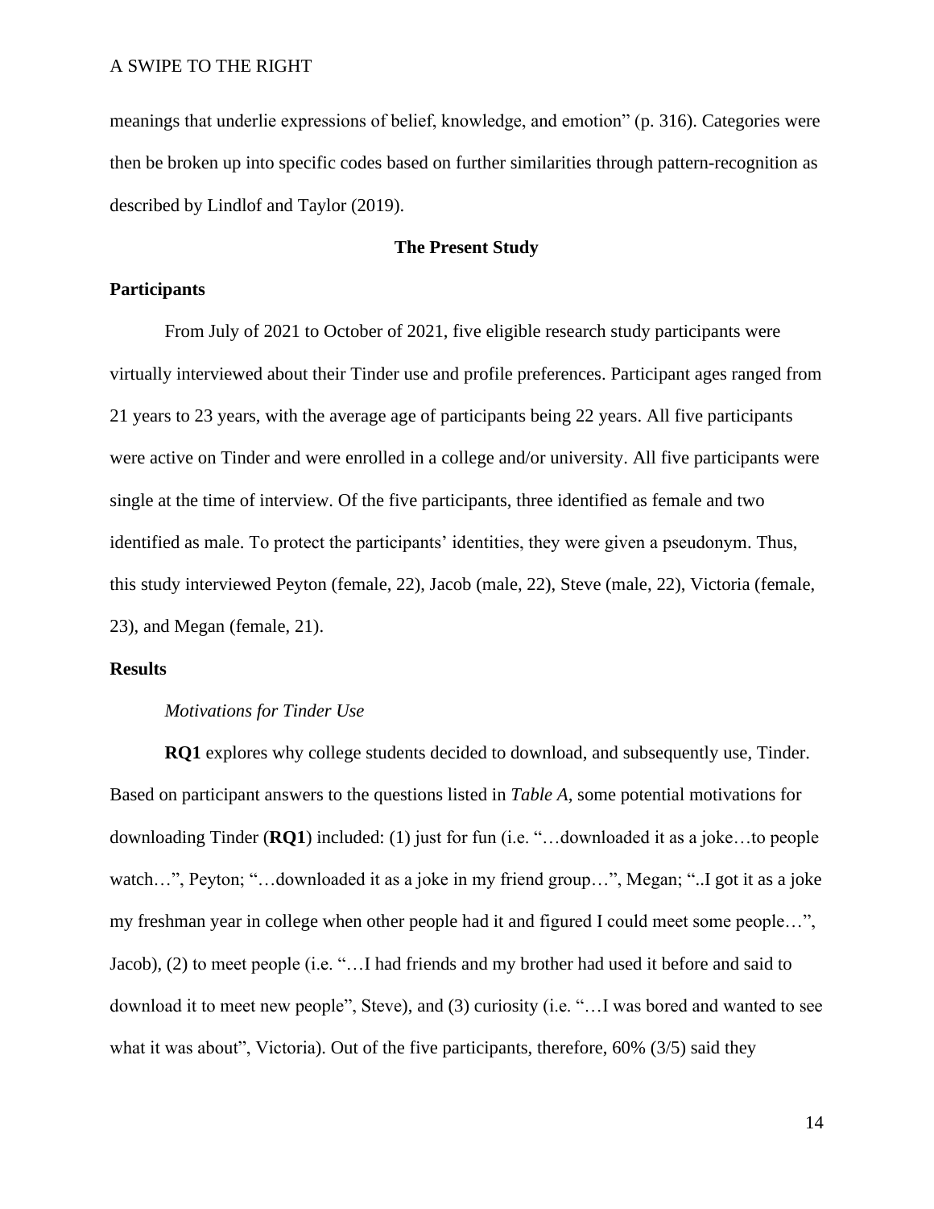meanings that underlie expressions of belief, knowledge, and emotion" (p. 316). Categories were then be broken up into specific codes based on further similarities through pattern-recognition as described by Lindlof and Taylor (2019).

## The Present Study

### Participants

From July of 2021 to October of 2021, five eligible research study participants were virtually interviewed about their Tinder use and profile preferences. Participant ages ranged from 21 years to 23 years, with the average age of participants being 22 years. All five participants were active on Tinder and were enrolled in a college and/or university. All five participants were single at the time of interview. Of the five participants, three identified as female and two identified as male. To protect the participants' identities, they were given a pseudonym. Thus, this study interviewed Peyton (female, 22), Jacob (male, 22), Steve (male, 22), Victoria (female, 23), and Megan (female, 21).

### Results

#### *Motivations for Tinder Use*

**RQ1** explores why college students decided to download, and subsequently use, Tinder. Based on participant answers to the questions listed in *Table A*, some potential motivations for downloading Tinder (**RQ1**) included: (1) just for fun (i.e. "…downloaded it as a joke…to people watch…", Peyton; "…downloaded it as a joke in my friend group…", Megan; "..I got it as a joke my freshman year in college when other people had it and figured I could meet some people…", Jacob), (2) to meet people (i.e. "…I had friends and my brother had used it before and said to download it to meet new people", Steve), and (3) curiosity (i.e. "…I was bored and wanted to see what it was about", Victoria). Out of the five participants, therefore, 60% (3/5) said they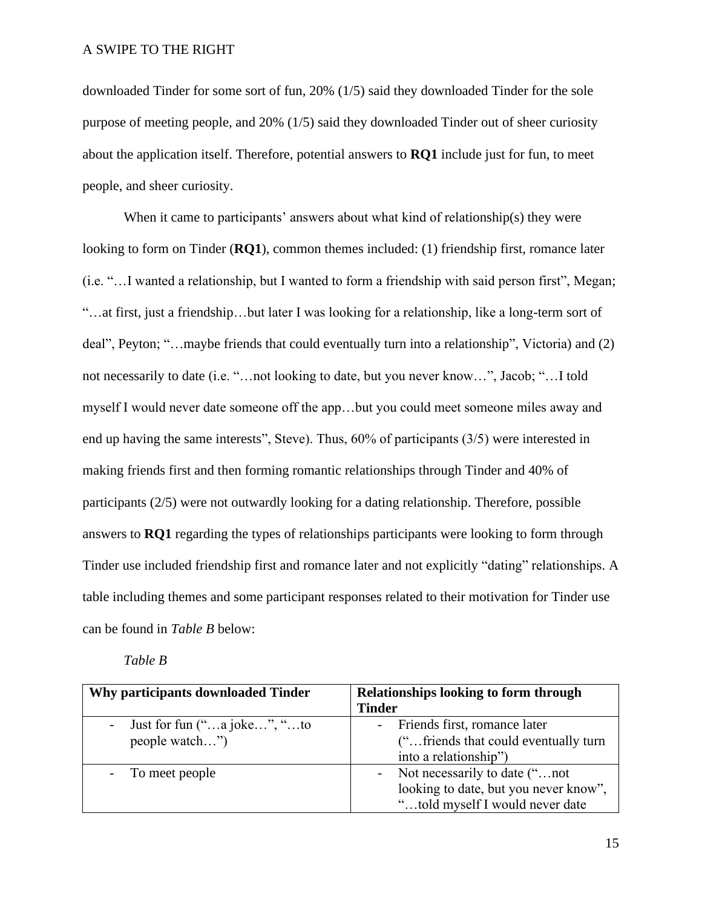downloaded Tinder for some sort of fun, 20% (1/5) said they downloaded Tinder for the sole purpose of meeting people, and 20% (1/5) said they downloaded Tinder out of sheer curiosity about the application itself. Therefore, potential answers to **RQ1** include just for fun, to meet people, and sheer curiosity.

When it came to participants' answers about what kind of relationship(s) they were looking to form on Tinder (**RQ1**), common themes included: (1) friendship first, romance later (i.e. "…I wanted a relationship, but I wanted to form a friendship with said person first", Megan; "…at first, just a friendship…but later I was looking for a relationship, like a long-term sort of deal", Peyton; "…maybe friends that could eventually turn into a relationship", Victoria) and (2) not necessarily to date (i.e. "…not looking to date, but you never know…", Jacob; "…I told myself I would never date someone off the app…but you could meet someone miles away and end up having the same interests", Steve). Thus, 60% of participants (3/5) were interested in making friends first and then forming romantic relationships through Tinder and 40% of participants (2/5) were not outwardly looking for a dating relationship. Therefore, possible answers to **RQ1** regarding the types of relationships participants were looking to form through Tinder use included friendship first and romance later and not explicitly "dating" relationships. A table including themes and some participant responses related to their motivation for Tinder use can be found in *Table B* below:

*Table B*

| Why participants downloaded Tinder | Relationships looking to form through Tinder |
| --- | --- |
| - Just for fun ("…a joke…", "…to people watch…") | - Friends first, romance later ("…friends that could eventually turn into a relationship") |
| - To meet people | - Not necessarily to date ("…not looking to date, but you never know", "…told myself I would never date |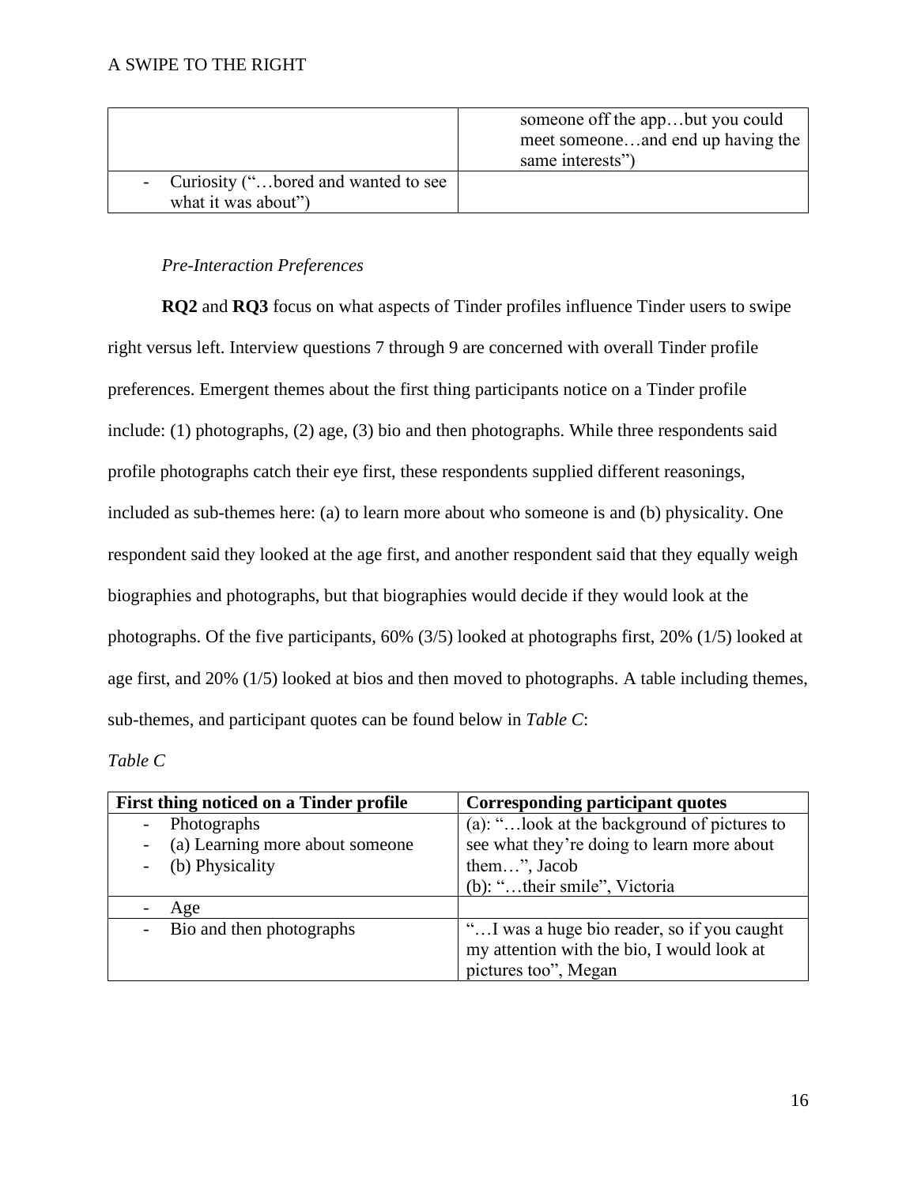|  | someone off the app…but you could meet someone…and end up having the same interests”) |
|---|---|
| - Curiosity (“…bored and wanted to see what it was about”) |  |

*Pre-Interaction Preferences*

**RQ2** and **RQ3** focus on what aspects of Tinder profiles influence Tinder users to swipe right versus left. Interview questions 7 through 9 are concerned with overall Tinder profile preferences. Emergent themes about the first thing participants notice on a Tinder profile include: (1) photographs, (2) age, (3) bio and then photographs. While three respondents said profile photographs catch their eye first, these respondents supplied different reasonings, included as sub-themes here: (a) to learn more about who someone is and (b) physicality. One respondent said they looked at the age first, and another respondent said that they equally weigh biographies and photographs, but that biographies would decide if they would look at the photographs. Of the five participants, 60% (3/5) looked at photographs first, 20% (1/5) looked at age first, and 20% (1/5) looked at bios and then moved to photographs. A table including themes, sub-themes, and participant quotes can be found below in *Table C*:

*Table C*

| First thing noticed on a Tinder profile | Corresponding participant quotes |
|---|---|
| - Photographs<br>- (a) Learning more about someone<br>- (b) Physicality | (a): “…look at the background of pictures to see what they’re doing to learn more about them…”, Jacob<br>(b): “…their smile”, Victoria |
| - Age |  |
| - Bio and then photographs | “…I was a huge bio reader, so if you caught my attention with the bio, I would look at pictures too”, Megan |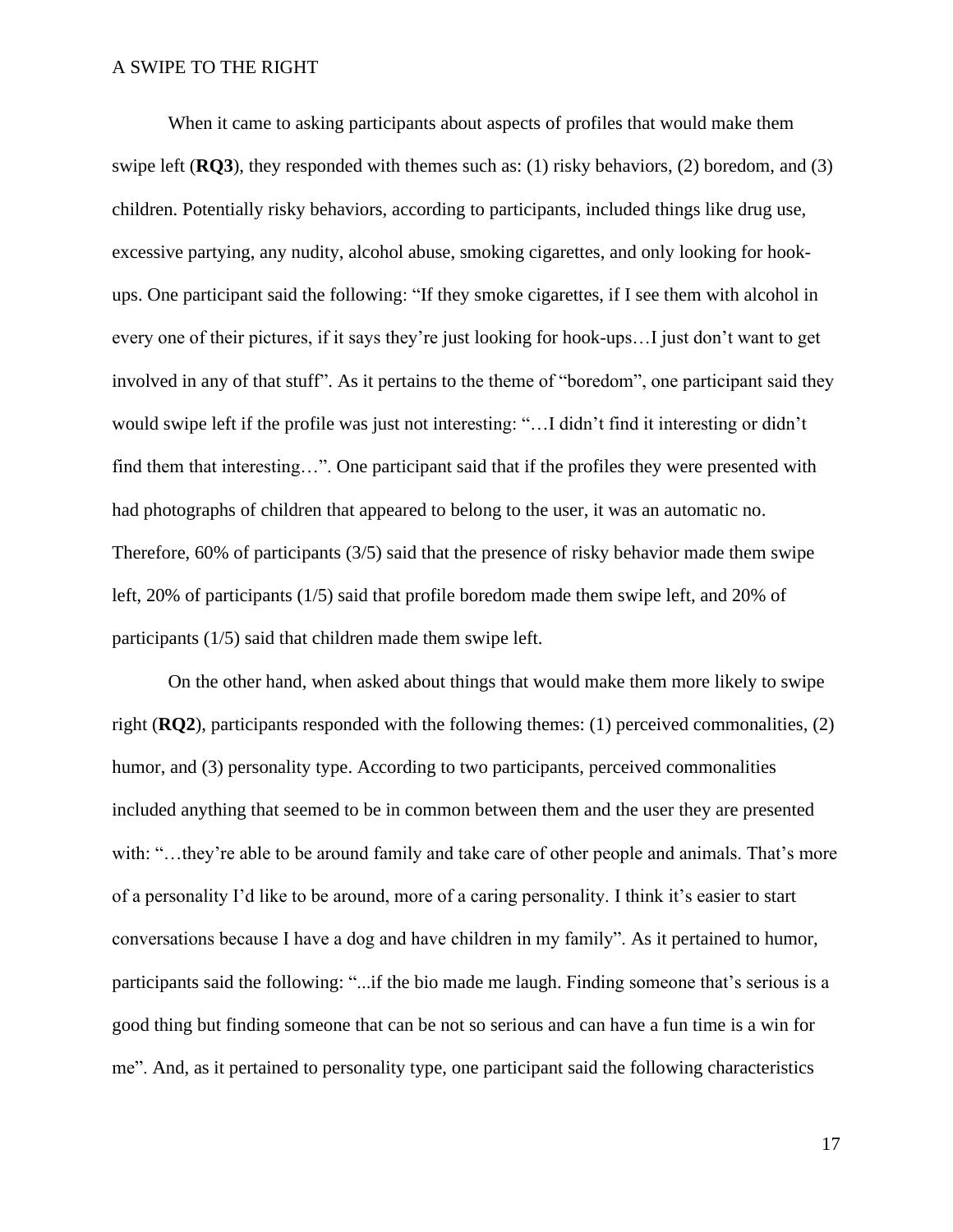When it came to asking participants about aspects of profiles that would make them swipe left (**RQ3**), they responded with themes such as: (1) risky behaviors, (2) boredom, and (3) children. Potentially risky behaviors, according to participants, included things like drug use, excessive partying, any nudity, alcohol abuse, smoking cigarettes, and only looking for hook-ups. One participant said the following: "If they smoke cigarettes, if I see them with alcohol in every one of their pictures, if it says they're just looking for hook-ups…I just don't want to get involved in any of that stuff". As it pertains to the theme of "boredom", one participant said they would swipe left if the profile was just not interesting: "…I didn't find it interesting or didn't find them that interesting…". One participant said that if the profiles they were presented with had photographs of children that appeared to belong to the user, it was an automatic no. Therefore, 60% of participants (3/5) said that the presence of risky behavior made them swipe left, 20% of participants (1/5) said that profile boredom made them swipe left, and 20% of participants (1/5) said that children made them swipe left.

On the other hand, when asked about things that would make them more likely to swipe right (**RQ2**), participants responded with the following themes: (1) perceived commonalities, (2) humor, and (3) personality type. According to two participants, perceived commonalities included anything that seemed to be in common between them and the user they are presented with: "…they're able to be around family and take care of other people and animals. That's more of a personality I'd like to be around, more of a caring personality. I think it's easier to start conversations because I have a dog and have children in my family". As it pertained to humor, participants said the following: "...if the bio made me laugh. Finding someone that's serious is a good thing but finding someone that can be not so serious and can have a fun time is a win for me". And, as it pertained to personality type, one participant said the following characteristics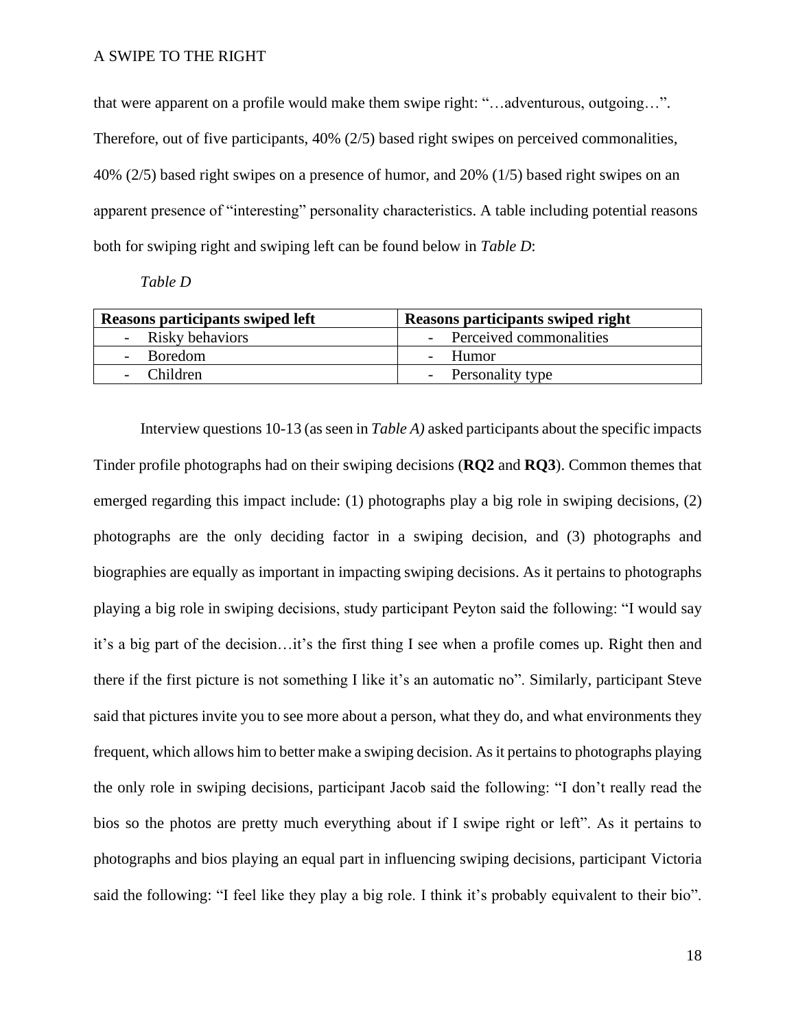that were apparent on a profile would make them swipe right: "…adventurous, outgoing…". Therefore, out of five participants, 40% (2/5) based right swipes on perceived commonalities, 40% (2/5) based right swipes on a presence of humor, and 20% (1/5) based right swipes on an apparent presence of "interesting" personality characteristics. A table including potential reasons both for swiping right and swiping left can be found below in *Table D*:

*Table D*

| **Reasons participants swiped left** | **Reasons participants swiped right** |
|---|---|
| - Risky behaviors | - Perceived commonalities |
| - Boredom | - Humor |
| - Children | - Personality type |

Interview questions 10-13 (as seen in *Table A)* asked participants about the specific impacts Tinder profile photographs had on their swiping decisions (**RQ2** and **RQ3**). Common themes that emerged regarding this impact include: (1) photographs play a big role in swiping decisions, (2) photographs are the only deciding factor in a swiping decision, and (3) photographs and biographies are equally as important in impacting swiping decisions. As it pertains to photographs playing a big role in swiping decisions, study participant Peyton said the following: "I would say it's a big part of the decision…it's the first thing I see when a profile comes up. Right then and there if the first picture is not something I like it's an automatic no". Similarly, participant Steve said that pictures invite you to see more about a person, what they do, and what environments they frequent, which allows him to better make a swiping decision. As it pertains to photographs playing the only role in swiping decisions, participant Jacob said the following: "I don't really read the bios so the photos are pretty much everything about if I swipe right or left". As it pertains to photographs and bios playing an equal part in influencing swiping decisions, participant Victoria said the following: "I feel like they play a big role. I think it's probably equivalent to their bio".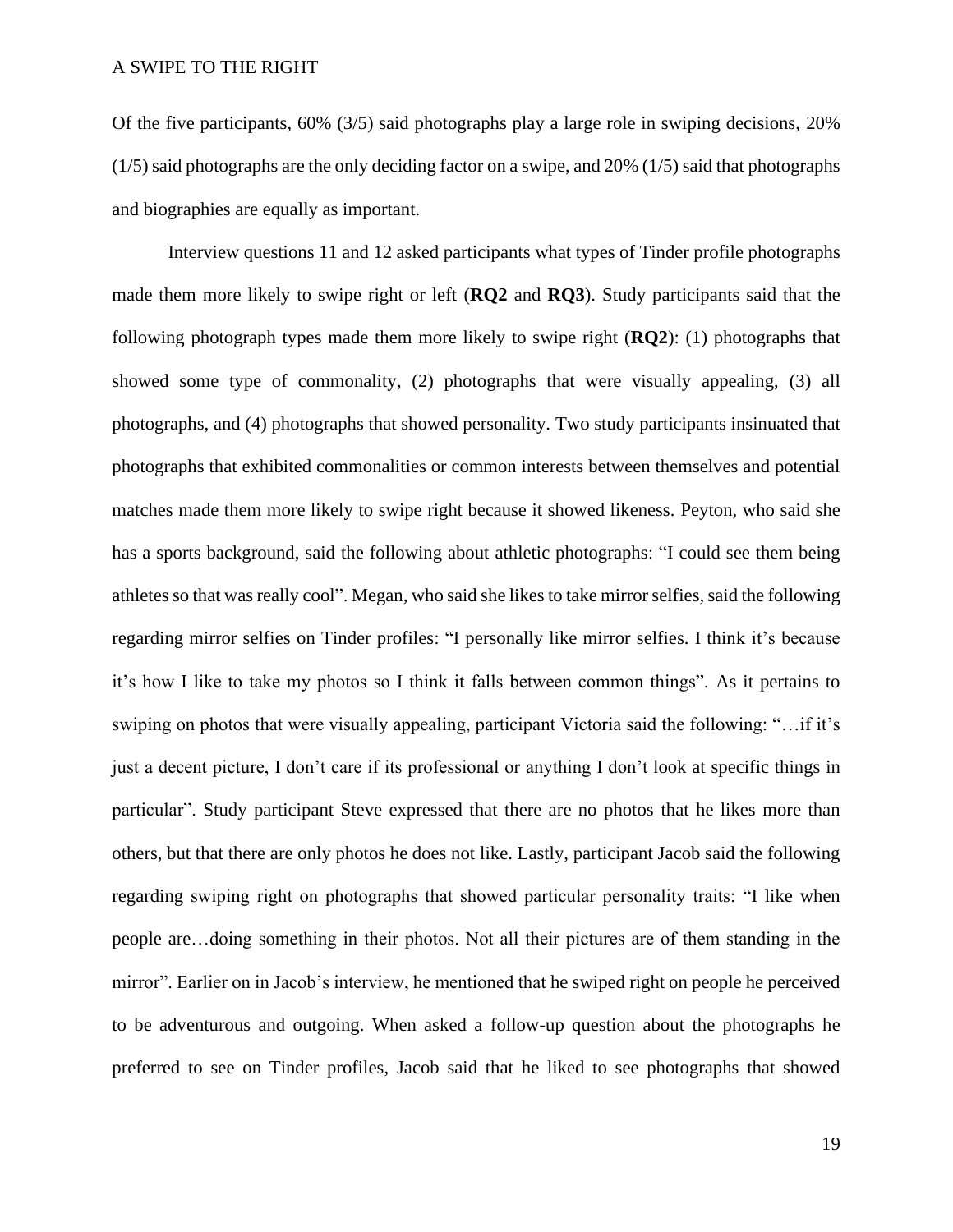Of the five participants, 60% (3/5) said photographs play a large role in swiping decisions, 20% (1/5) said photographs are the only deciding factor on a swipe, and 20% (1/5) said that photographs and biographies are equally as important.

Interview questions 11 and 12 asked participants what types of Tinder profile photographs made them more likely to swipe right or left (**RQ2** and **RQ3**). Study participants said that the following photograph types made them more likely to swipe right (**RQ2**): (1) photographs that showed some type of commonality, (2) photographs that were visually appealing, (3) all photographs, and (4) photographs that showed personality. Two study participants insinuated that photographs that exhibited commonalities or common interests between themselves and potential matches made them more likely to swipe right because it showed likeness. Peyton, who said she has a sports background, said the following about athletic photographs: "I could see them being athletes so that was really cool". Megan, who said she likes to take mirror selfies, said the following regarding mirror selfies on Tinder profiles: "I personally like mirror selfies. I think it's because it's how I like to take my photos so I think it falls between common things". As it pertains to swiping on photos that were visually appealing, participant Victoria said the following: "…if it's just a decent picture, I don't care if its professional or anything I don't look at specific things in particular". Study participant Steve expressed that there are no photos that he likes more than others, but that there are only photos he does not like. Lastly, participant Jacob said the following regarding swiping right on photographs that showed particular personality traits: "I like when people are…doing something in their photos. Not all their pictures are of them standing in the mirror". Earlier on in Jacob's interview, he mentioned that he swiped right on people he perceived to be adventurous and outgoing. When asked a follow-up question about the photographs he preferred to see on Tinder profiles, Jacob said that he liked to see photographs that showed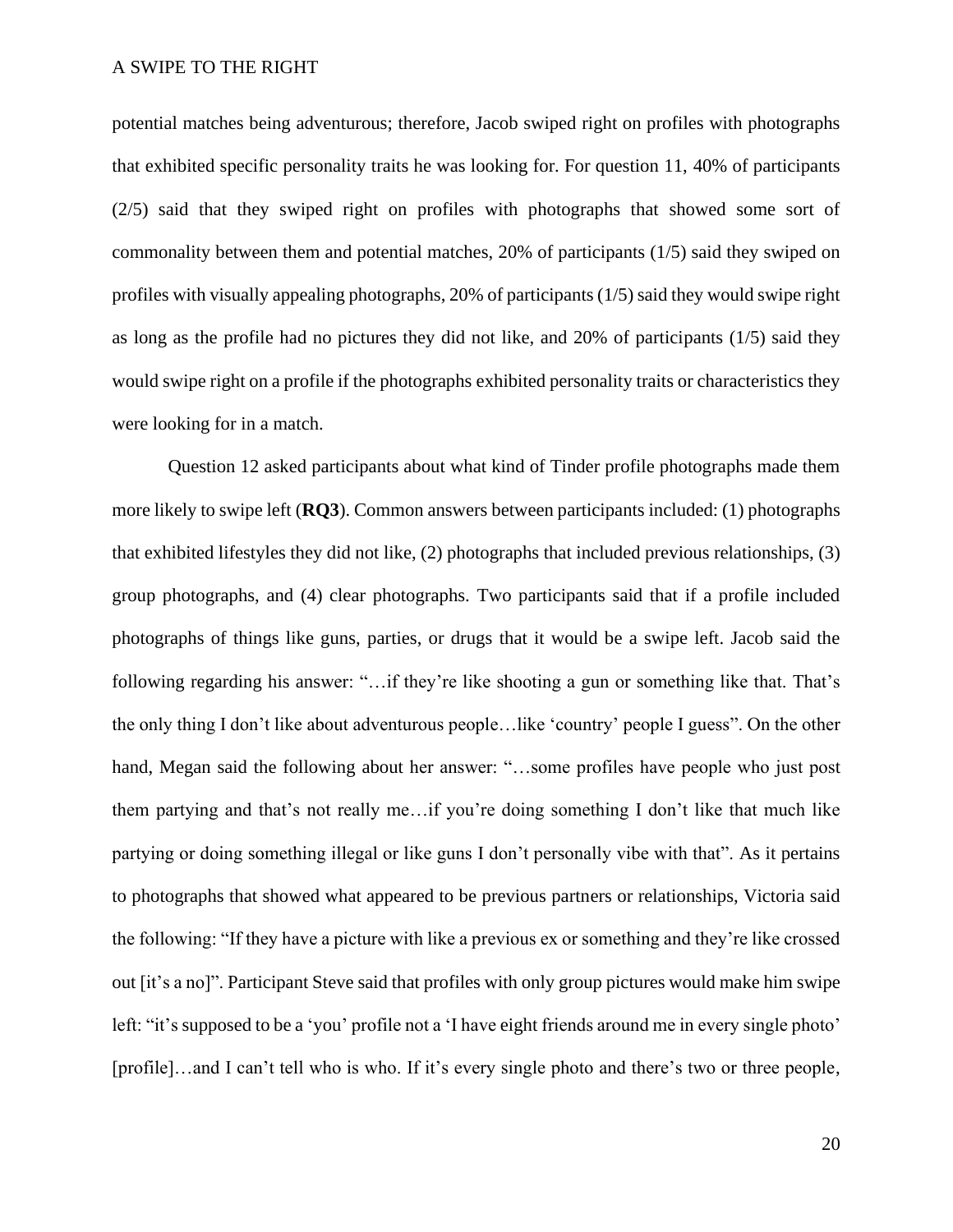potential matches being adventurous; therefore, Jacob swiped right on profiles with photographs that exhibited specific personality traits he was looking for. For question 11, 40% of participants (2/5) said that they swiped right on profiles with photographs that showed some sort of commonality between them and potential matches, 20% of participants (1/5) said they swiped on profiles with visually appealing photographs, 20% of participants (1/5) said they would swipe right as long as the profile had no pictures they did not like, and 20% of participants (1/5) said they would swipe right on a profile if the photographs exhibited personality traits or characteristics they were looking for in a match.

Question 12 asked participants about what kind of Tinder profile photographs made them more likely to swipe left (**RQ3**). Common answers between participants included: (1) photographs that exhibited lifestyles they did not like, (2) photographs that included previous relationships, (3) group photographs, and (4) clear photographs. Two participants said that if a profile included photographs of things like guns, parties, or drugs that it would be a swipe left. Jacob said the following regarding his answer: "…if they're like shooting a gun or something like that. That's the only thing I don't like about adventurous people…like 'country' people I guess". On the other hand, Megan said the following about her answer: "…some profiles have people who just post them partying and that's not really me…if you're doing something I don't like that much like partying or doing something illegal or like guns I don't personally vibe with that". As it pertains to photographs that showed what appeared to be previous partners or relationships, Victoria said the following: "If they have a picture with like a previous ex or something and they're like crossed out [it's a no]". Participant Steve said that profiles with only group pictures would make him swipe left: "it's supposed to be a 'you' profile not a 'I have eight friends around me in every single photo' [profile]…and I can't tell who is who. If it's every single photo and there's two or three people,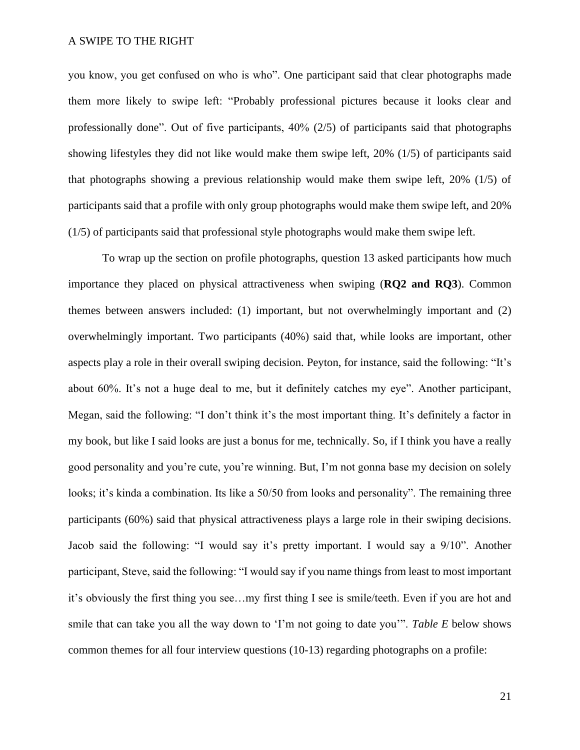you know, you get confused on who is who". One participant said that clear photographs made them more likely to swipe left: "Probably professional pictures because it looks clear and professionally done". Out of five participants, 40% (2/5) of participants said that photographs showing lifestyles they did not like would make them swipe left, 20% (1/5) of participants said that photographs showing a previous relationship would make them swipe left, 20% (1/5) of participants said that a profile with only group photographs would make them swipe left, and 20% (1/5) of participants said that professional style photographs would make them swipe left.

To wrap up the section on profile photographs, question 13 asked participants how much importance they placed on physical attractiveness when swiping (**RQ2 and RQ3**). Common themes between answers included: (1) important, but not overwhelmingly important and (2) overwhelmingly important. Two participants (40%) said that, while looks are important, other aspects play a role in their overall swiping decision. Peyton, for instance, said the following: "It's about 60%. It's not a huge deal to me, but it definitely catches my eye". Another participant, Megan, said the following: "I don't think it's the most important thing. It's definitely a factor in my book, but like I said looks are just a bonus for me, technically. So, if I think you have a really good personality and you're cute, you're winning. But, I'm not gonna base my decision on solely looks; it's kinda a combination. Its like a 50/50 from looks and personality". The remaining three participants (60%) said that physical attractiveness plays a large role in their swiping decisions. Jacob said the following: "I would say it's pretty important. I would say a 9/10". Another participant, Steve, said the following: "I would say if you name things from least to most important it's obviously the first thing you see…my first thing I see is smile/teeth. Even if you are hot and smile that can take you all the way down to 'I'm not going to date you'". *Table E* below shows common themes for all four interview questions (10-13) regarding photographs on a profile: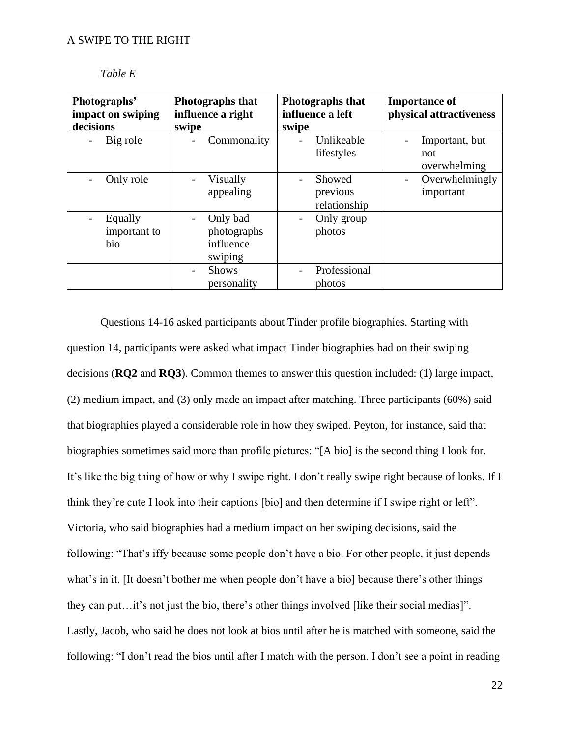*Table E*

| Photographs' impact on swiping decisions | Photographs that influence a right swipe | Photographs that influence a left swipe | Importance of physical attractiveness |
|---|---|---|---|
| - Big role | - Commonality | - Unlikeable lifestyles | - Important, but not overwhelming |
| - Only role | - Visually appealing | - Showed previous relationship | - Overwhelmingly important |
| - Equally important to bio | - Only bad photographs influence swiping | - Only group photos | |
| | - Shows personality | - Professional photos | |

Questions 14-16 asked participants about Tinder profile biographies. Starting with question 14, participants were asked what impact Tinder biographies had on their swiping decisions (**RQ2** and **RQ3**). Common themes to answer this question included: (1) large impact, (2) medium impact, and (3) only made an impact after matching. Three participants (60%) said that biographies played a considerable role in how they swiped. Peyton, for instance, said that biographies sometimes said more than profile pictures: "[A bio] is the second thing I look for. It's like the big thing of how or why I swipe right. I don't really swipe right because of looks. If I think they're cute I look into their captions [bio] and then determine if I swipe right or left". Victoria, who said biographies had a medium impact on her swiping decisions, said the following: "That's iffy because some people don't have a bio. For other people, it just depends what's in it. [It doesn't bother me when people don't have a bio] because there's other things they can put…it's not just the bio, there's other things involved [like their social medias]". Lastly, Jacob, who said he does not look at bios until after he is matched with someone, said the following: "I don't read the bios until after I match with the person. I don't see a point in reading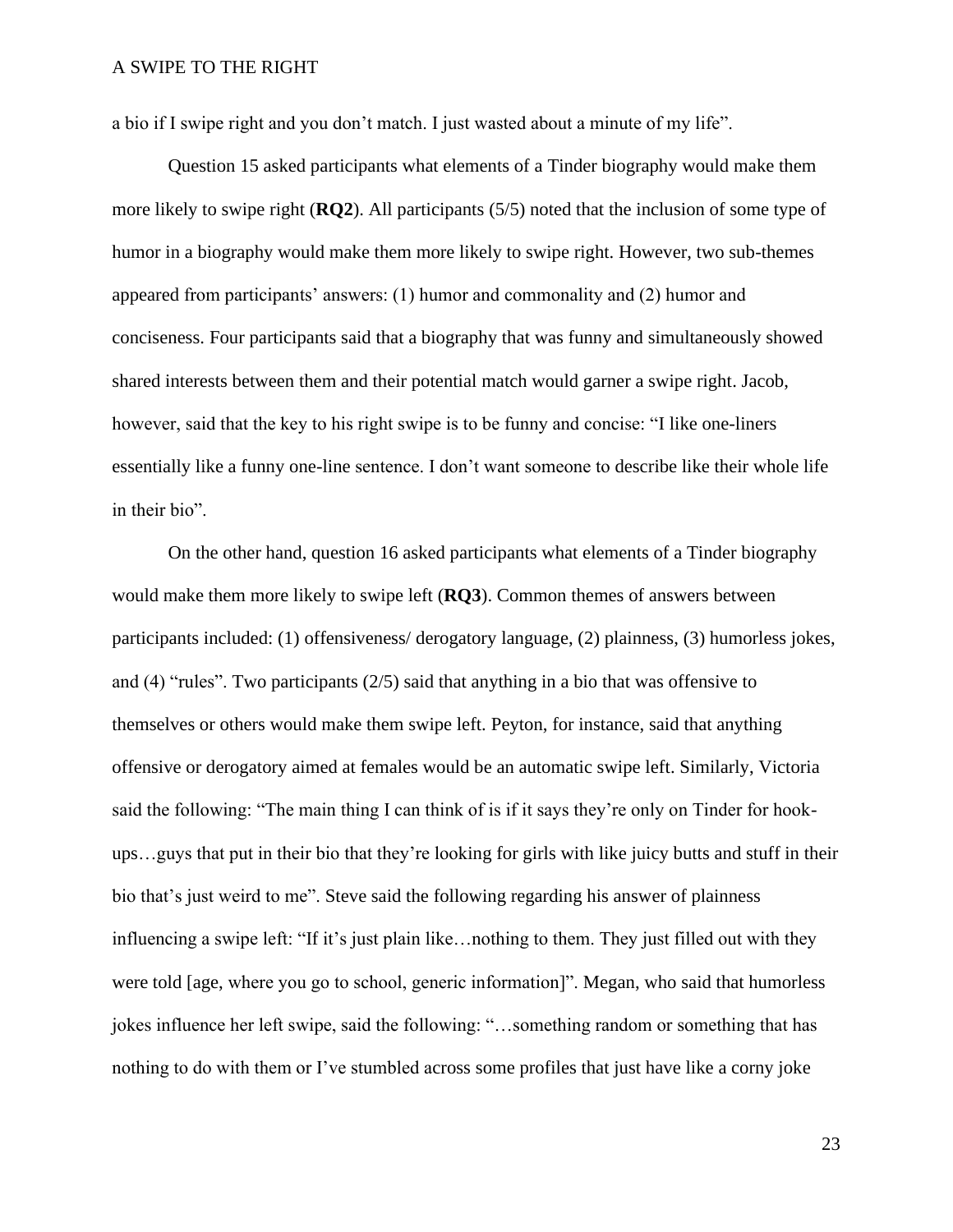a bio if I swipe right and you don't match. I just wasted about a minute of my life".

Question 15 asked participants what elements of a Tinder biography would make them more likely to swipe right (**RQ2**). All participants (5/5) noted that the inclusion of some type of humor in a biography would make them more likely to swipe right. However, two sub-themes appeared from participants' answers: (1) humor and commonality and (2) humor and conciseness. Four participants said that a biography that was funny and simultaneously showed shared interests between them and their potential match would garner a swipe right. Jacob, however, said that the key to his right swipe is to be funny and concise: "I like one-liners essentially like a funny one-line sentence. I don't want someone to describe like their whole life in their bio".

On the other hand, question 16 asked participants what elements of a Tinder biography would make them more likely to swipe left (**RQ3**). Common themes of answers between participants included: (1) offensiveness/ derogatory language, (2) plainness, (3) humorless jokes, and (4) "rules". Two participants (2/5) said that anything in a bio that was offensive to themselves or others would make them swipe left. Peyton, for instance, said that anything offensive or derogatory aimed at females would be an automatic swipe left. Similarly, Victoria said the following: "The main thing I can think of is if it says they're only on Tinder for hook-ups…guys that put in their bio that they're looking for girls with like juicy butts and stuff in their bio that's just weird to me". Steve said the following regarding his answer of plainness influencing a swipe left: "If it's just plain like…nothing to them. They just filled out with they were told [age, where you go to school, generic information]". Megan, who said that humorless jokes influence her left swipe, said the following: "…something random or something that has nothing to do with them or I've stumbled across some profiles that just have like a corny joke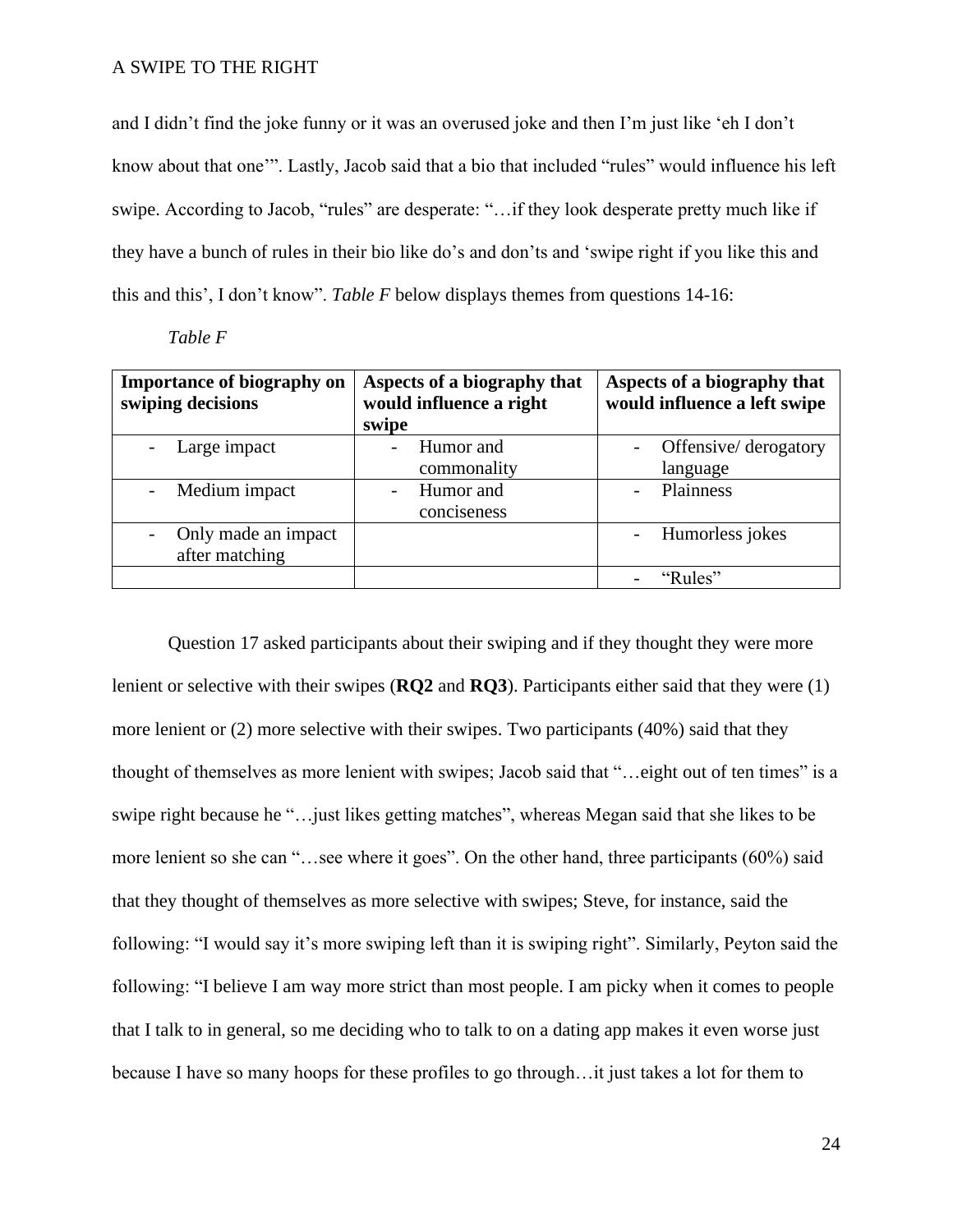and I didn't find the joke funny or it was an overused joke and then I'm just like 'eh I don't know about that one'". Lastly, Jacob said that a bio that included "rules" would influence his left swipe. According to Jacob, "rules" are desperate: "…if they look desperate pretty much like if they have a bunch of rules in their bio like do's and don'ts and 'swipe right if you like this and this and this', I don't know". *Table F* below displays themes from questions 14-16:

*Table F*

| Importance of biography on swiping decisions | Aspects of a biography that would influence a right swipe | Aspects of a biography that would influence a left swipe |
|---|---|---|
| - Large impact | - Humor and commonality | - Offensive/ derogatory language |
| - Medium impact | - Humor and conciseness | - Plainness |
| - Only made an impact after matching | | - Humorless jokes |
| | | - "Rules" |

Question 17 asked participants about their swiping and if they thought they were more lenient or selective with their swipes (**RQ2** and **RQ3**). Participants either said that they were (1) more lenient or (2) more selective with their swipes. Two participants (40%) said that they thought of themselves as more lenient with swipes; Jacob said that "…eight out of ten times" is a swipe right because he "…just likes getting matches", whereas Megan said that she likes to be more lenient so she can "…see where it goes". On the other hand, three participants (60%) said that they thought of themselves as more selective with swipes; Steve, for instance, said the following: "I would say it's more swiping left than it is swiping right". Similarly, Peyton said the following: "I believe I am way more strict than most people. I am picky when it comes to people that I talk to in general, so me deciding who to talk to on a dating app makes it even worse just because I have so many hoops for these profiles to go through…it just takes a lot for them to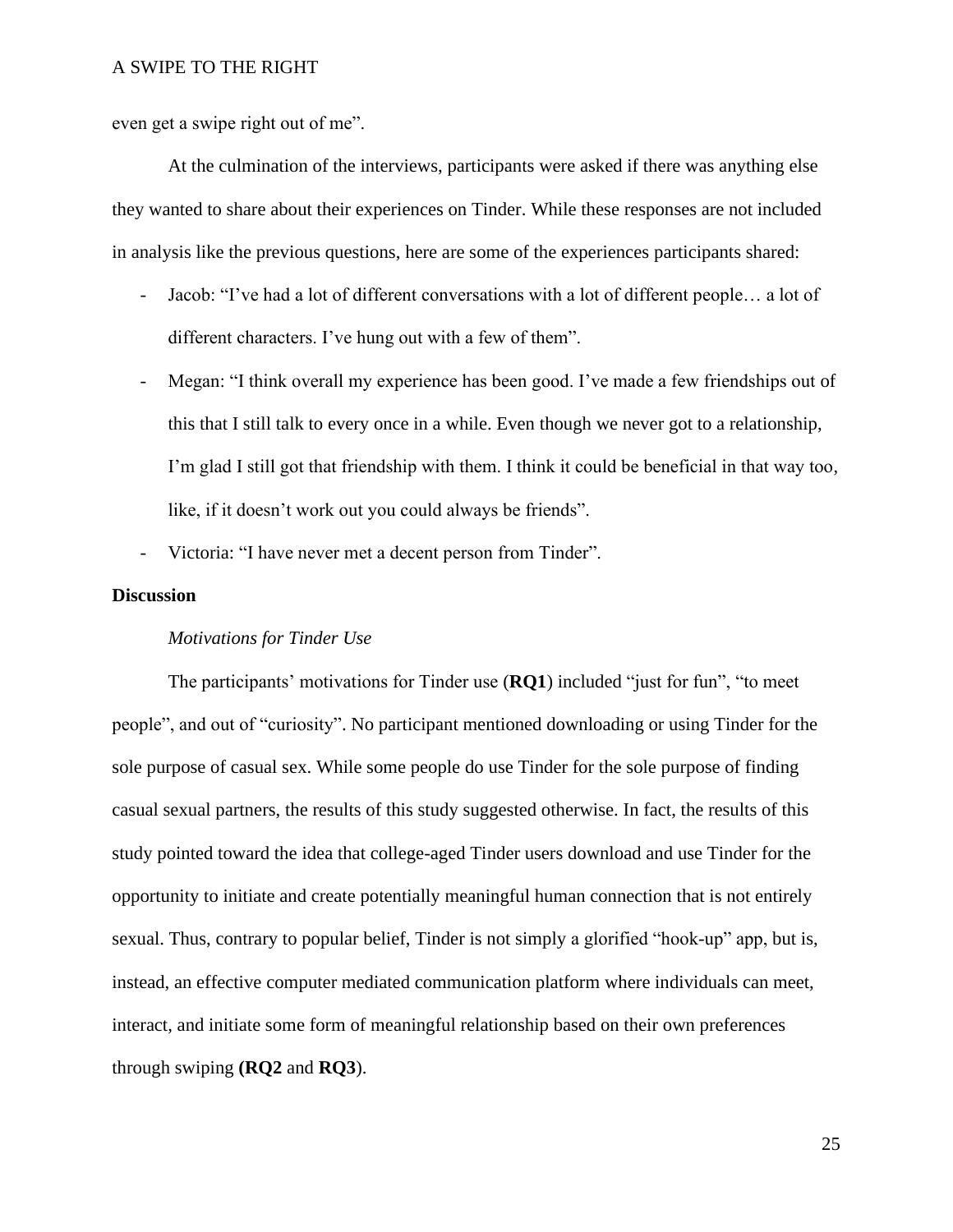even get a swipe right out of me".

At the culmination of the interviews, participants were asked if there was anything else they wanted to share about their experiences on Tinder. While these responses are not included in analysis like the previous questions, here are some of the experiences participants shared:

- Jacob: "I've had a lot of different conversations with a lot of different people… a lot of different characters. I've hung out with a few of them".
- Megan: "I think overall my experience has been good. I've made a few friendships out of this that I still talk to every once in a while. Even though we never got to a relationship, I'm glad I still got that friendship with them. I think it could be beneficial in that way too, like, if it doesn't work out you could always be friends".
- Victoria: "I have never met a decent person from Tinder".

## Discussion

### *Motivations for Tinder Use*

The participants' motivations for Tinder use (**RQ1**) included "just for fun", "to meet people", and out of "curiosity". No participant mentioned downloading or using Tinder for the sole purpose of casual sex. While some people do use Tinder for the sole purpose of finding casual sexual partners, the results of this study suggested otherwise. In fact, the results of this study pointed toward the idea that college-aged Tinder users download and use Tinder for the opportunity to initiate and create potentially meaningful human connection that is not entirely sexual. Thus, contrary to popular belief, Tinder is not simply a glorified "hook-up" app, but is, instead, an effective computer mediated communication platform where individuals can meet, interact, and initiate some form of meaningful relationship based on their own preferences through swiping **(RQ2** and **RQ3**).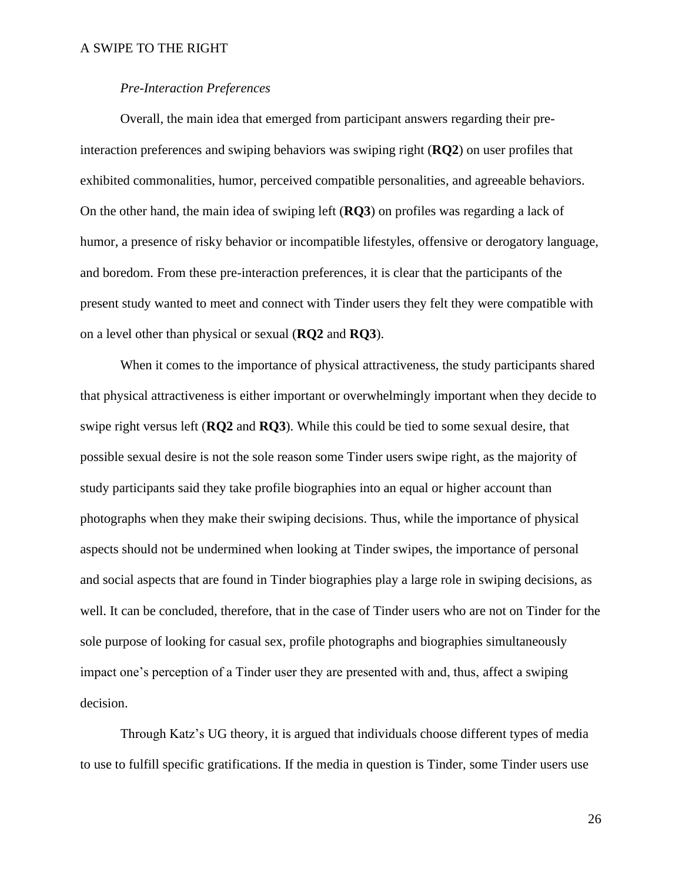*Pre-Interaction Preferences*

Overall, the main idea that emerged from participant answers regarding their pre-interaction preferences and swiping behaviors was swiping right (**RQ2**) on user profiles that exhibited commonalities, humor, perceived compatible personalities, and agreeable behaviors. On the other hand, the main idea of swiping left (**RQ3**) on profiles was regarding a lack of humor, a presence of risky behavior or incompatible lifestyles, offensive or derogatory language, and boredom. From these pre-interaction preferences, it is clear that the participants of the present study wanted to meet and connect with Tinder users they felt they were compatible with on a level other than physical or sexual (**RQ2** and **RQ3**).

When it comes to the importance of physical attractiveness, the study participants shared that physical attractiveness is either important or overwhelmingly important when they decide to swipe right versus left (**RQ2** and **RQ3**). While this could be tied to some sexual desire, that possible sexual desire is not the sole reason some Tinder users swipe right, as the majority of study participants said they take profile biographies into an equal or higher account than photographs when they make their swiping decisions. Thus, while the importance of physical aspects should not be undermined when looking at Tinder swipes, the importance of personal and social aspects that are found in Tinder biographies play a large role in swiping decisions, as well. It can be concluded, therefore, that in the case of Tinder users who are not on Tinder for the sole purpose of looking for casual sex, profile photographs and biographies simultaneously impact one's perception of a Tinder user they are presented with and, thus, affect a swiping decision.

Through Katz's UG theory, it is argued that individuals choose different types of media to use to fulfill specific gratifications. If the media in question is Tinder, some Tinder users use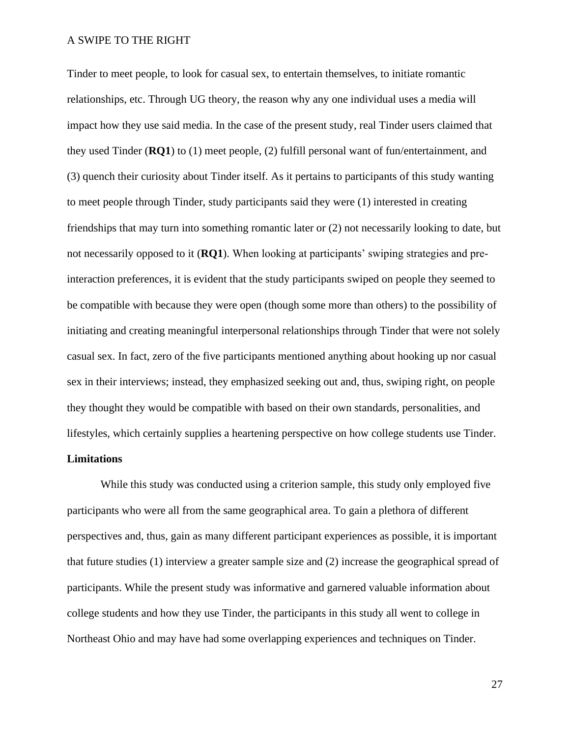Tinder to meet people, to look for casual sex, to entertain themselves, to initiate romantic relationships, etc. Through UG theory, the reason why any one individual uses a media will impact how they use said media. In the case of the present study, real Tinder users claimed that they used Tinder (**RQ1**) to (1) meet people, (2) fulfill personal want of fun/entertainment, and (3) quench their curiosity about Tinder itself. As it pertains to participants of this study wanting to meet people through Tinder, study participants said they were (1) interested in creating friendships that may turn into something romantic later or (2) not necessarily looking to date, but not necessarily opposed to it (**RQ1**). When looking at participants' swiping strategies and pre-interaction preferences, it is evident that the study participants swiped on people they seemed to be compatible with because they were open (though some more than others) to the possibility of initiating and creating meaningful interpersonal relationships through Tinder that were not solely casual sex. In fact, zero of the five participants mentioned anything about hooking up nor casual sex in their interviews; instead, they emphasized seeking out and, thus, swiping right, on people they thought they would be compatible with based on their own standards, personalities, and lifestyles, which certainly supplies a heartening perspective on how college students use Tinder.

**Limitations**

While this study was conducted using a criterion sample, this study only employed five participants who were all from the same geographical area. To gain a plethora of different perspectives and, thus, gain as many different participant experiences as possible, it is important that future studies (1) interview a greater sample size and (2) increase the geographical spread of participants. While the present study was informative and garnered valuable information about college students and how they use Tinder, the participants in this study all went to college in Northeast Ohio and may have had some overlapping experiences and techniques on Tinder.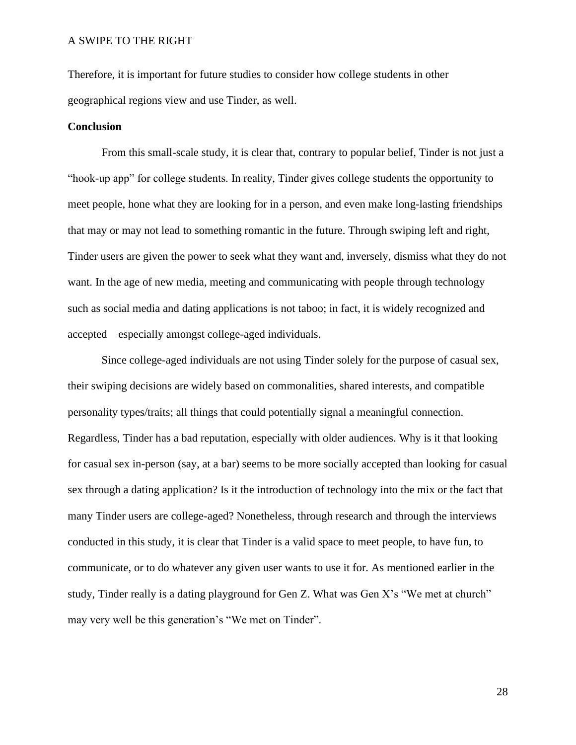Therefore, it is important for future studies to consider how college students in other geographical regions view and use Tinder, as well.

## Conclusion

From this small-scale study, it is clear that, contrary to popular belief, Tinder is not just a "hook-up app" for college students. In reality, Tinder gives college students the opportunity to meet people, hone what they are looking for in a person, and even make long-lasting friendships that may or may not lead to something romantic in the future. Through swiping left and right, Tinder users are given the power to seek what they want and, inversely, dismiss what they do not want. In the age of new media, meeting and communicating with people through technology such as social media and dating applications is not taboo; in fact, it is widely recognized and accepted—especially amongst college-aged individuals.

Since college-aged individuals are not using Tinder solely for the purpose of casual sex, their swiping decisions are widely based on commonalities, shared interests, and compatible personality types/traits; all things that could potentially signal a meaningful connection. Regardless, Tinder has a bad reputation, especially with older audiences. Why is it that looking for casual sex in-person (say, at a bar) seems to be more socially accepted than looking for casual sex through a dating application? Is it the introduction of technology into the mix or the fact that many Tinder users are college-aged? Nonetheless, through research and through the interviews conducted in this study, it is clear that Tinder is a valid space to meet people, to have fun, to communicate, or to do whatever any given user wants to use it for. As mentioned earlier in the study, Tinder really is a dating playground for Gen Z. What was Gen X's "We met at church" may very well be this generation's "We met on Tinder".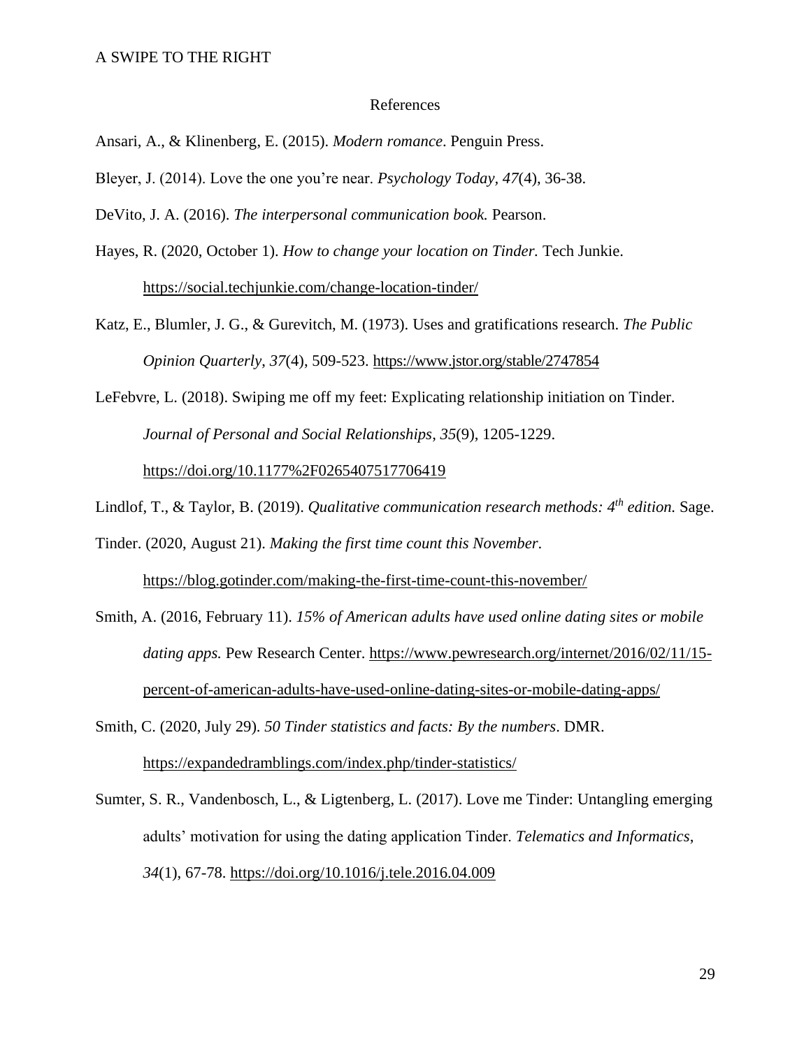# References

Ansari, A., & Klinenberg, E. (2015). *Modern romance*. Penguin Press.

Bleyer, J. (2014). Love the one you're near. *Psychology Today, 47*(4), 36-38.

DeVito, J. A. (2016). *The interpersonal communication book.* Pearson.

Hayes, R. (2020, October 1). *How to change your location on Tinder.* Tech Junkie. https://social.techjunkie.com/change-location-tinder/

Katz, E., Blumler, J. G., & Gurevitch, M. (1973). Uses and gratifications research. *The Public Opinion Quarterly*, *37*(4), 509-523. https://www.jstor.org/stable/2747854

LeFebvre, L. (2018). Swiping me off my feet: Explicating relationship initiation on Tinder. *Journal of Personal and Social Relationships*, *35*(9), 1205-1229. https://doi.org/10.1177%2F0265407517706419

Lindlof, T., & Taylor, B. (2019). *Qualitative communication research methods: 4th edition.* Sage.

Tinder. (2020, August 21). *Making the first time count this November.* https://blog.gotinder.com/making-the-first-time-count-this-november/

Smith, A. (2016, February 11). *15% of American adults have used online dating sites or mobile dating apps.* Pew Research Center. https://www.pewresearch.org/internet/2016/02/11/15-percent-of-american-adults-have-used-online-dating-sites-or-mobile-dating-apps/

Smith, C. (2020, July 29). *50 Tinder statistics and facts: By the numbers*. DMR. https://expandedramblings.com/index.php/tinder-statistics/

Sumter, S. R., Vandenbosch, L., & Ligtenberg, L. (2017). Love me Tinder: Untangling emerging adults' motivation for using the dating application Tinder. *Telematics and Informatics*, *34*(1), 67-78. https://doi.org/10.1016/j.tele.2016.04.009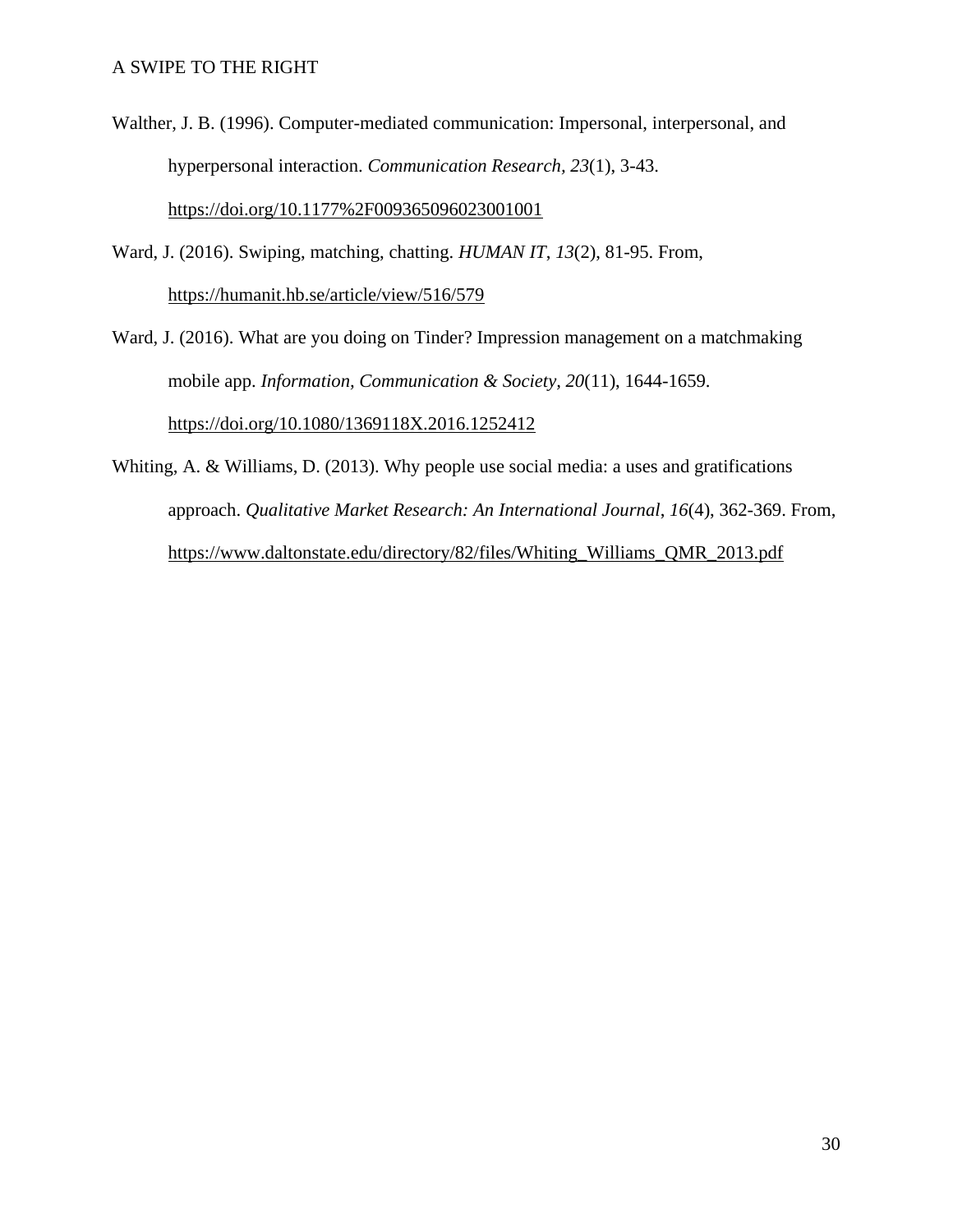Walther, J. B. (1996). Computer-mediated communication: Impersonal, interpersonal, and hyperpersonal interaction. *Communication Research*, *23*(1), 3-43. https://doi.org/10.1177%2F009365096023001001

Ward, J. (2016). Swiping, matching, chatting. *HUMAN IT*, *13*(2), 81-95. From, https://humanit.hb.se/article/view/516/579

Ward, J. (2016). What are you doing on Tinder? Impression management on a matchmaking mobile app. *Information, Communication & Society, 20*(11), 1644-1659. https://doi.org/10.1080/1369118X.2016.1252412

Whiting, A. & Williams, D. (2013). Why people use social media: a uses and gratifications approach. *Qualitative Market Research: An International Journal*, *16*(4), 362-369. From, https://www.daltonstate.edu/directory/82/files/Whiting_Williams_QMR_2013.pdf